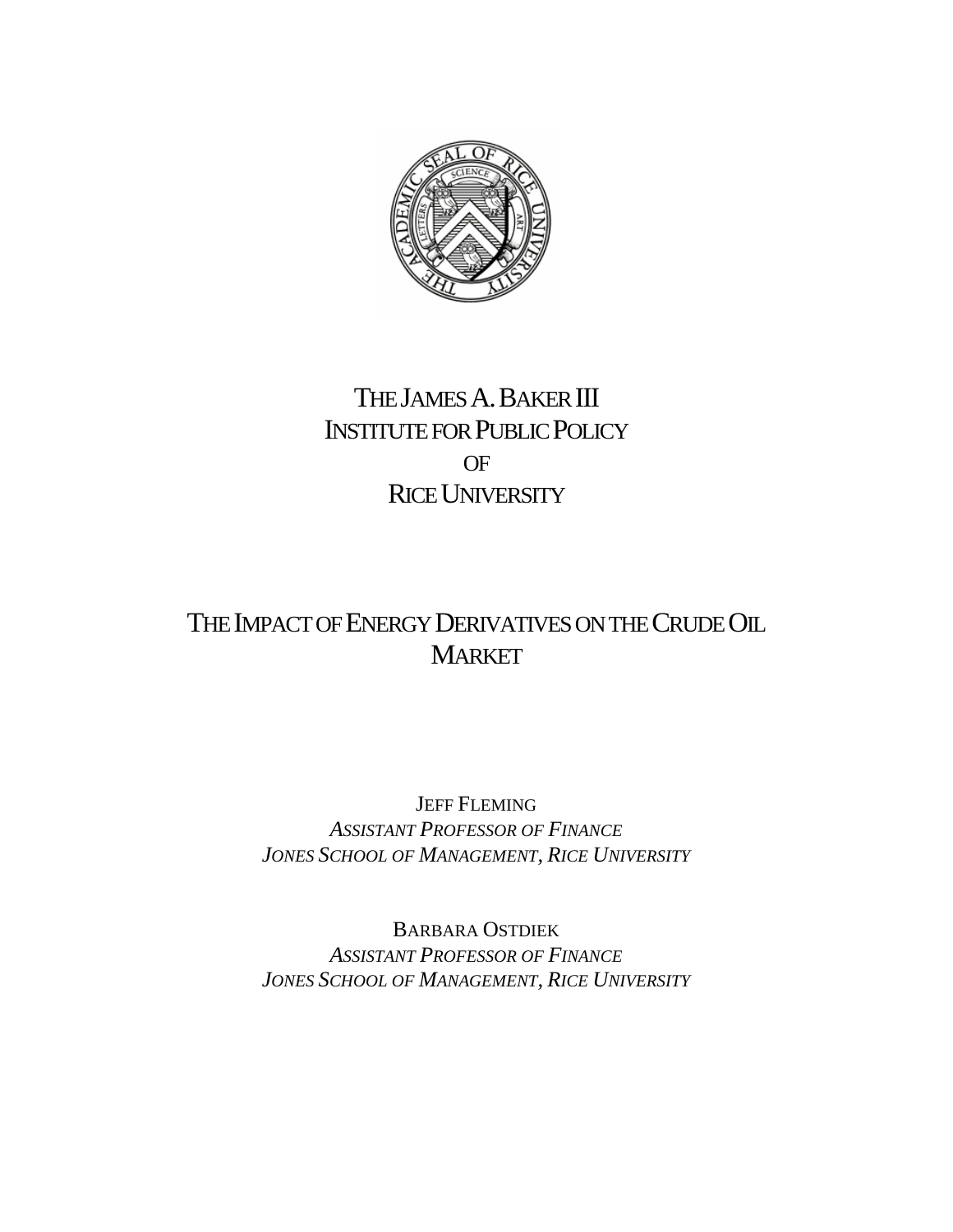THE JAMES A. BAKER III
INSTITUTE FOR PUBLIC POLICY
OF
RICE UNIVERSITY

# THE IMPACT OF ENERGY DERIVATIVES ON THE CRUDE OIL MARKET

JEFF FLEMING
*ASSISTANT PROFESSOR OF FINANCE*
*JONES SCHOOL OF MANAGEMENT, RICE UNIVERSITY*

BARBARA OSTDIEK
*ASSISTANT PROFESSOR OF FINANCE*
*JONES SCHOOL OF MANAGEMENT, RICE UNIVERSITY*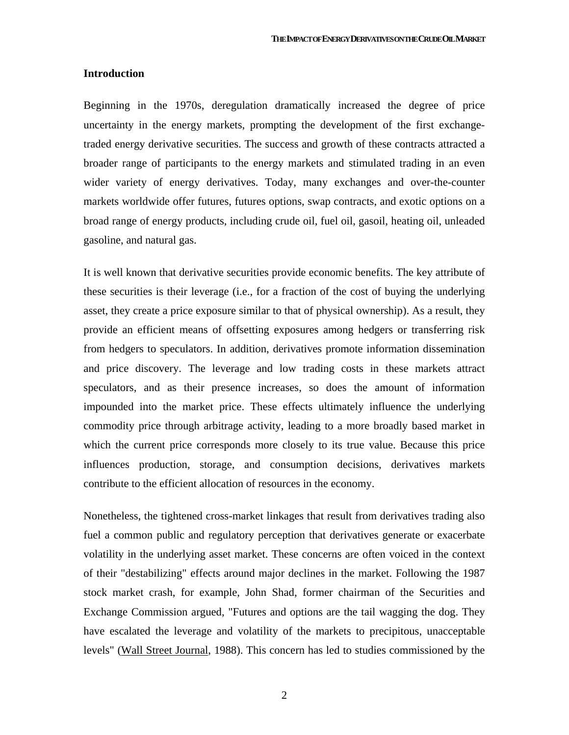## Introduction

Beginning in the 1970s, deregulation dramatically increased the degree of price uncertainty in the energy markets, prompting the development of the first exchange-traded energy derivative securities. The success and growth of these contracts attracted a broader range of participants to the energy markets and stimulated trading in an even wider variety of energy derivatives. Today, many exchanges and over-the-counter markets worldwide offer futures, futures options, swap contracts, and exotic options on a broad range of energy products, including crude oil, fuel oil, gasoil, heating oil, unleaded gasoline, and natural gas.

It is well known that derivative securities provide economic benefits. The key attribute of these securities is their leverage (i.e., for a fraction of the cost of buying the underlying asset, they create a price exposure similar to that of physical ownership). As a result, they provide an efficient means of offsetting exposures among hedgers or transferring risk from hedgers to speculators. In addition, derivatives promote information dissemination and price discovery. The leverage and low trading costs in these markets attract speculators, and as their presence increases, so does the amount of information impounded into the market price. These effects ultimately influence the underlying commodity price through arbitrage activity, leading to a more broadly based market in which the current price corresponds more closely to its true value. Because this price influences production, storage, and consumption decisions, derivatives markets contribute to the efficient allocation of resources in the economy.

Nonetheless, the tightened cross-market linkages that result from derivatives trading also fuel a common public and regulatory perception that derivatives generate or exacerbate volatility in the underlying asset market. These concerns are often voiced in the context of their "destabilizing" effects around major declines in the market. Following the 1987 stock market crash, for example, John Shad, former chairman of the Securities and Exchange Commission argued, "Futures and options are the tail wagging the dog. They have escalated the leverage and volatility of the markets to precipitous, unacceptable levels" (Wall Street Journal, 1988). This concern has led to studies commissioned by the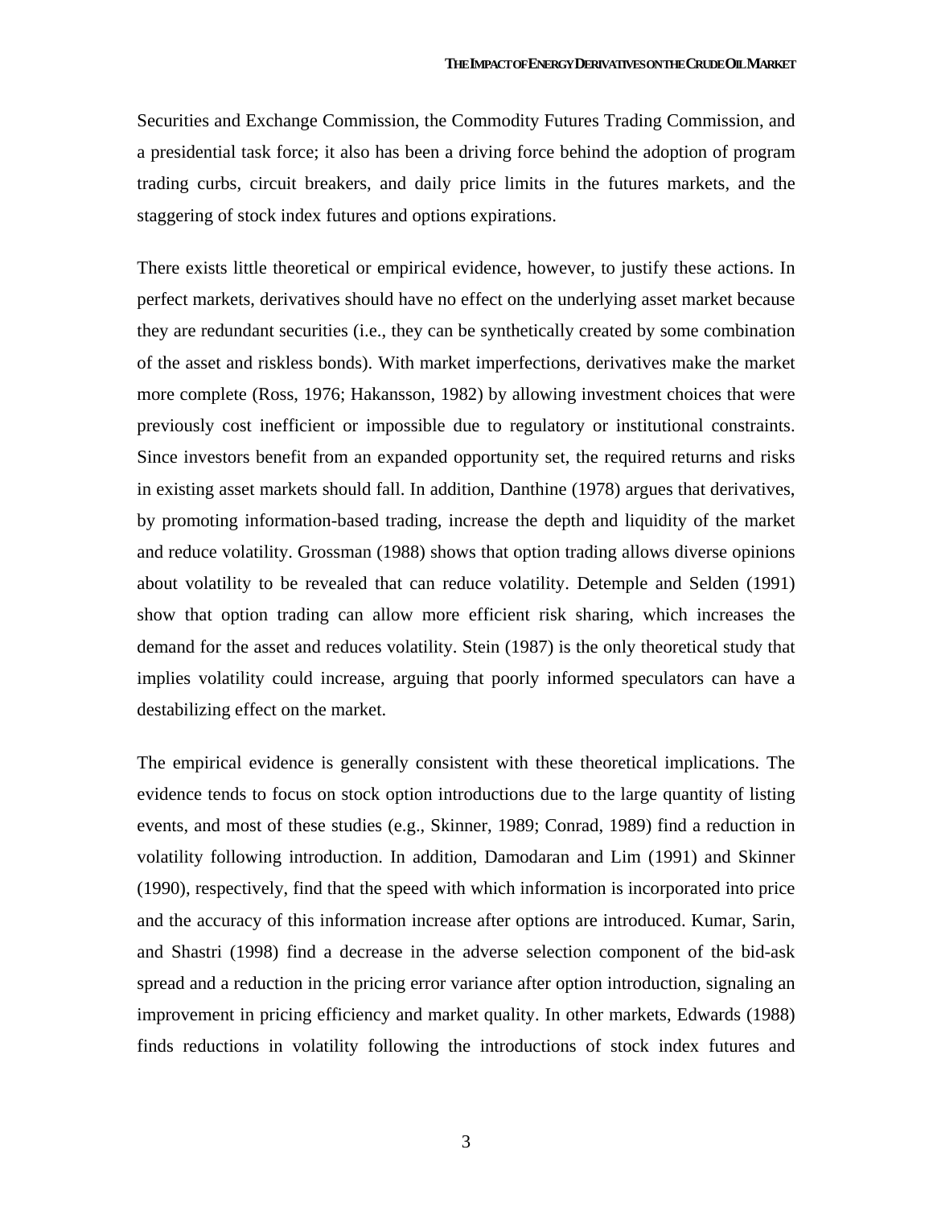Securities and Exchange Commission, the Commodity Futures Trading Commission, and a presidential task force; it also has been a driving force behind the adoption of program trading curbs, circuit breakers, and daily price limits in the futures markets, and the staggering of stock index futures and options expirations.

There exists little theoretical or empirical evidence, however, to justify these actions. In perfect markets, derivatives should have no effect on the underlying asset market because they are redundant securities (i.e., they can be synthetically created by some combination of the asset and riskless bonds). With market imperfections, derivatives make the market more complete (Ross, 1976; Hakansson, 1982) by allowing investment choices that were previously cost inefficient or impossible due to regulatory or institutional constraints. Since investors benefit from an expanded opportunity set, the required returns and risks in existing asset markets should fall. In addition, Danthine (1978) argues that derivatives, by promoting information-based trading, increase the depth and liquidity of the market and reduce volatility. Grossman (1988) shows that option trading allows diverse opinions about volatility to be revealed that can reduce volatility. Detemple and Selden (1991) show that option trading can allow more efficient risk sharing, which increases the demand for the asset and reduces volatility. Stein (1987) is the only theoretical study that implies volatility could increase, arguing that poorly informed speculators can have a destabilizing effect on the market.

The empirical evidence is generally consistent with these theoretical implications. The evidence tends to focus on stock option introductions due to the large quantity of listing events, and most of these studies (e.g., Skinner, 1989; Conrad, 1989) find a reduction in volatility following introduction. In addition, Damodaran and Lim (1991) and Skinner (1990), respectively, find that the speed with which information is incorporated into price and the accuracy of this information increase after options are introduced. Kumar, Sarin, and Shastri (1998) find a decrease in the adverse selection component of the bid-ask spread and a reduction in the pricing error variance after option introduction, signaling an improvement in pricing efficiency and market quality. In other markets, Edwards (1988) finds reductions in volatility following the introductions of stock index futures and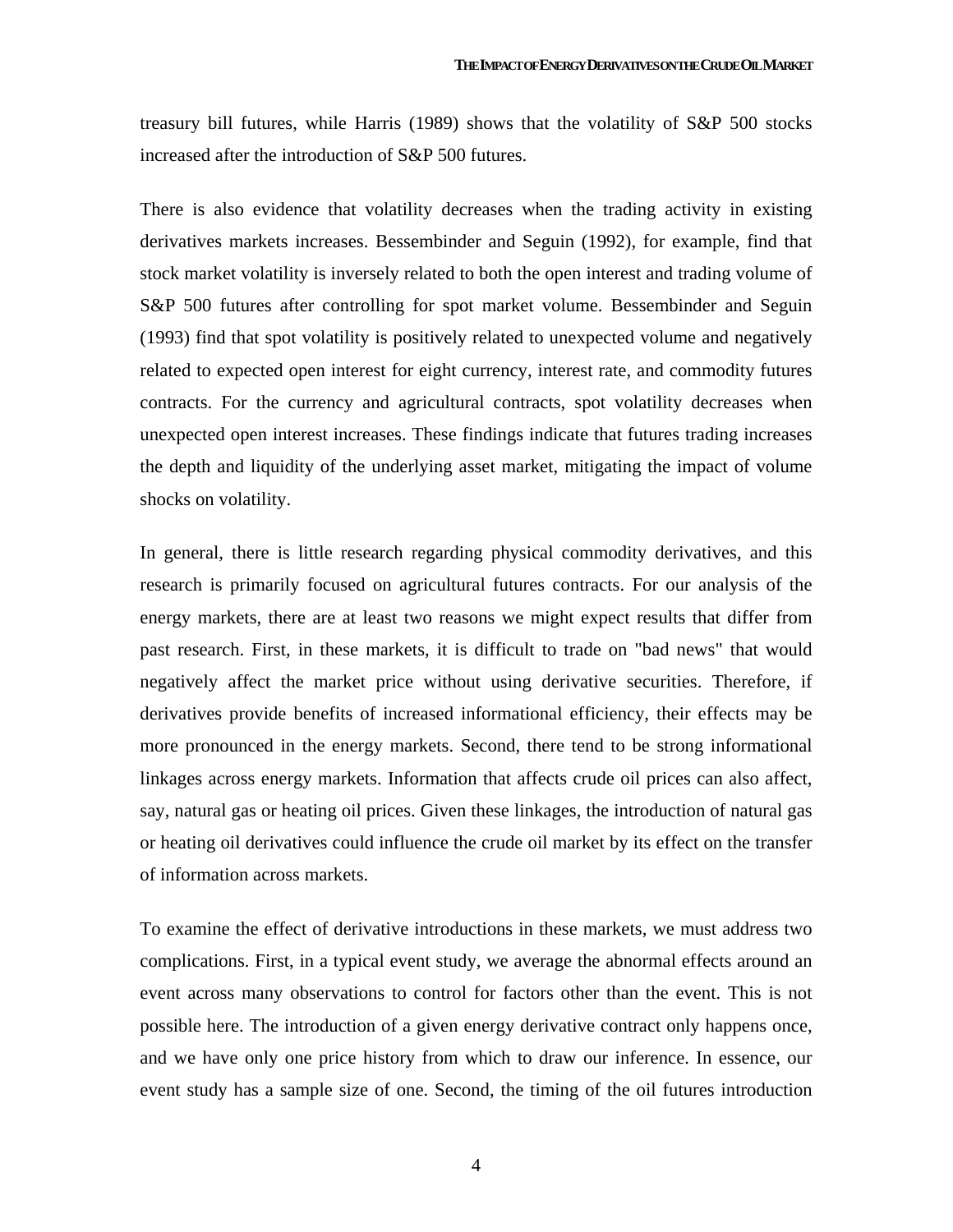treasury bill futures, while Harris (1989) shows that the volatility of S&P 500 stocks increased after the introduction of S&P 500 futures.

There is also evidence that volatility decreases when the trading activity in existing derivatives markets increases. Bessembinder and Seguin (1992), for example, find that stock market volatility is inversely related to both the open interest and trading volume of S&P 500 futures after controlling for spot market volume. Bessembinder and Seguin (1993) find that spot volatility is positively related to unexpected volume and negatively related to expected open interest for eight currency, interest rate, and commodity futures contracts. For the currency and agricultural contracts, spot volatility decreases when unexpected open interest increases. These findings indicate that futures trading increases the depth and liquidity of the underlying asset market, mitigating the impact of volume shocks on volatility.

In general, there is little research regarding physical commodity derivatives, and this research is primarily focused on agricultural futures contracts. For our analysis of the energy markets, there are at least two reasons we might expect results that differ from past research. First, in these markets, it is difficult to trade on "bad news" that would negatively affect the market price without using derivative securities. Therefore, if derivatives provide benefits of increased informational efficiency, their effects may be more pronounced in the energy markets. Second, there tend to be strong informational linkages across energy markets. Information that affects crude oil prices can also affect, say, natural gas or heating oil prices. Given these linkages, the introduction of natural gas or heating oil derivatives could influence the crude oil market by its effect on the transfer of information across markets.

To examine the effect of derivative introductions in these markets, we must address two complications. First, in a typical event study, we average the abnormal effects around an event across many observations to control for factors other than the event. This is not possible here. The introduction of a given energy derivative contract only happens once, and we have only one price history from which to draw our inference. In essence, our event study has a sample size of one. Second, the timing of the oil futures introduction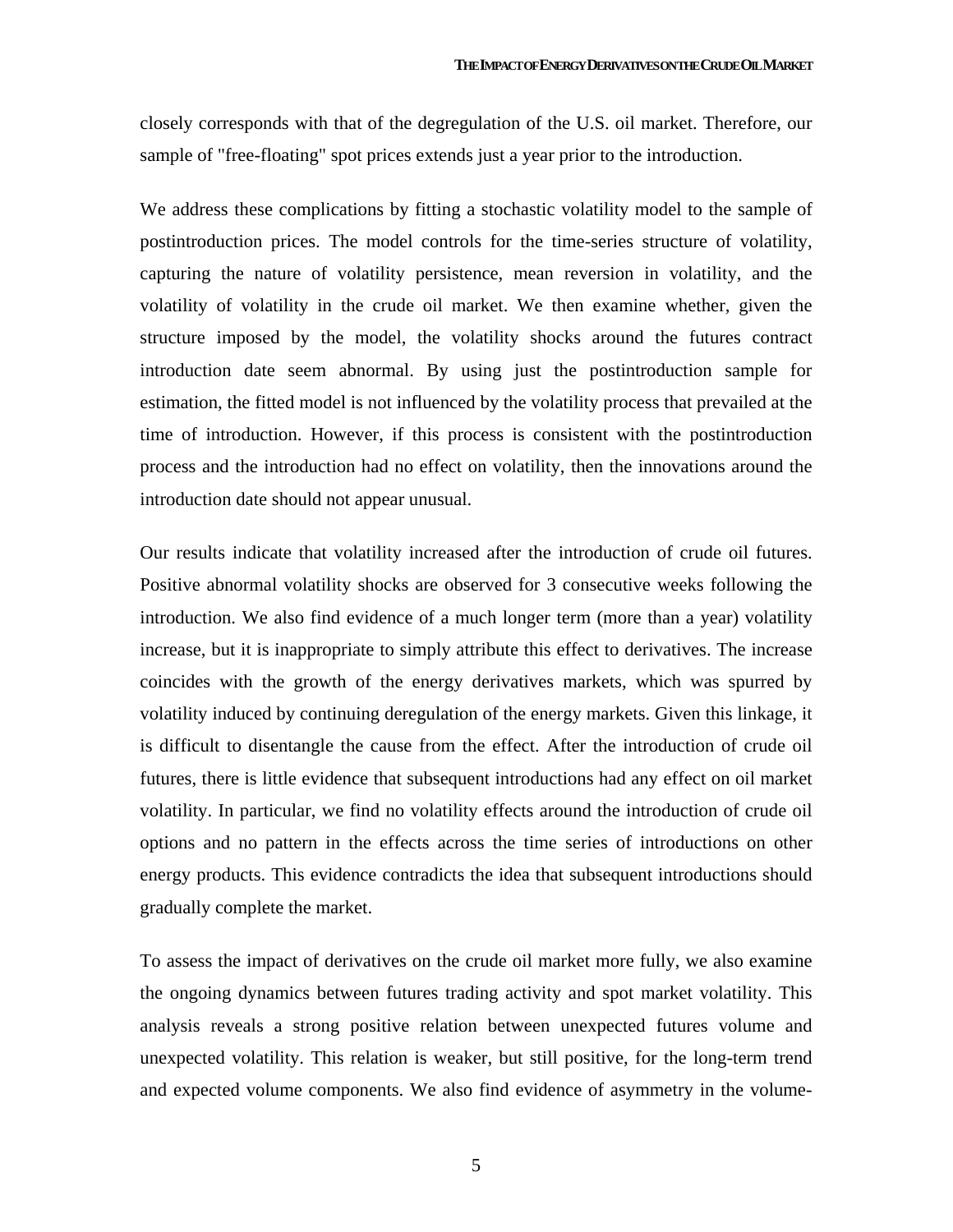closely corresponds with that of the degregulation of the U.S. oil market. Therefore, our sample of "free-floating" spot prices extends just a year prior to the introduction.

We address these complications by fitting a stochastic volatility model to the sample of postintroduction prices. The model controls for the time-series structure of volatility, capturing the nature of volatility persistence, mean reversion in volatility, and the volatility of volatility in the crude oil market. We then examine whether, given the structure imposed by the model, the volatility shocks around the futures contract introduction date seem abnormal. By using just the postintroduction sample for estimation, the fitted model is not influenced by the volatility process that prevailed at the time of introduction. However, if this process is consistent with the postintroduction process and the introduction had no effect on volatility, then the innovations around the introduction date should not appear unusual.

Our results indicate that volatility increased after the introduction of crude oil futures. Positive abnormal volatility shocks are observed for 3 consecutive weeks following the introduction. We also find evidence of a much longer term (more than a year) volatility increase, but it is inappropriate to simply attribute this effect to derivatives. The increase coincides with the growth of the energy derivatives markets, which was spurred by volatility induced by continuing deregulation of the energy markets. Given this linkage, it is difficult to disentangle the cause from the effect. After the introduction of crude oil futures, there is little evidence that subsequent introductions had any effect on oil market volatility. In particular, we find no volatility effects around the introduction of crude oil options and no pattern in the effects across the time series of introductions on other energy products. This evidence contradicts the idea that subsequent introductions should gradually complete the market.

To assess the impact of derivatives on the crude oil market more fully, we also examine the ongoing dynamics between futures trading activity and spot market volatility. This analysis reveals a strong positive relation between unexpected futures volume and unexpected volatility. This relation is weaker, but still positive, for the long-term trend and expected volume components. We also find evidence of asymmetry in the volume-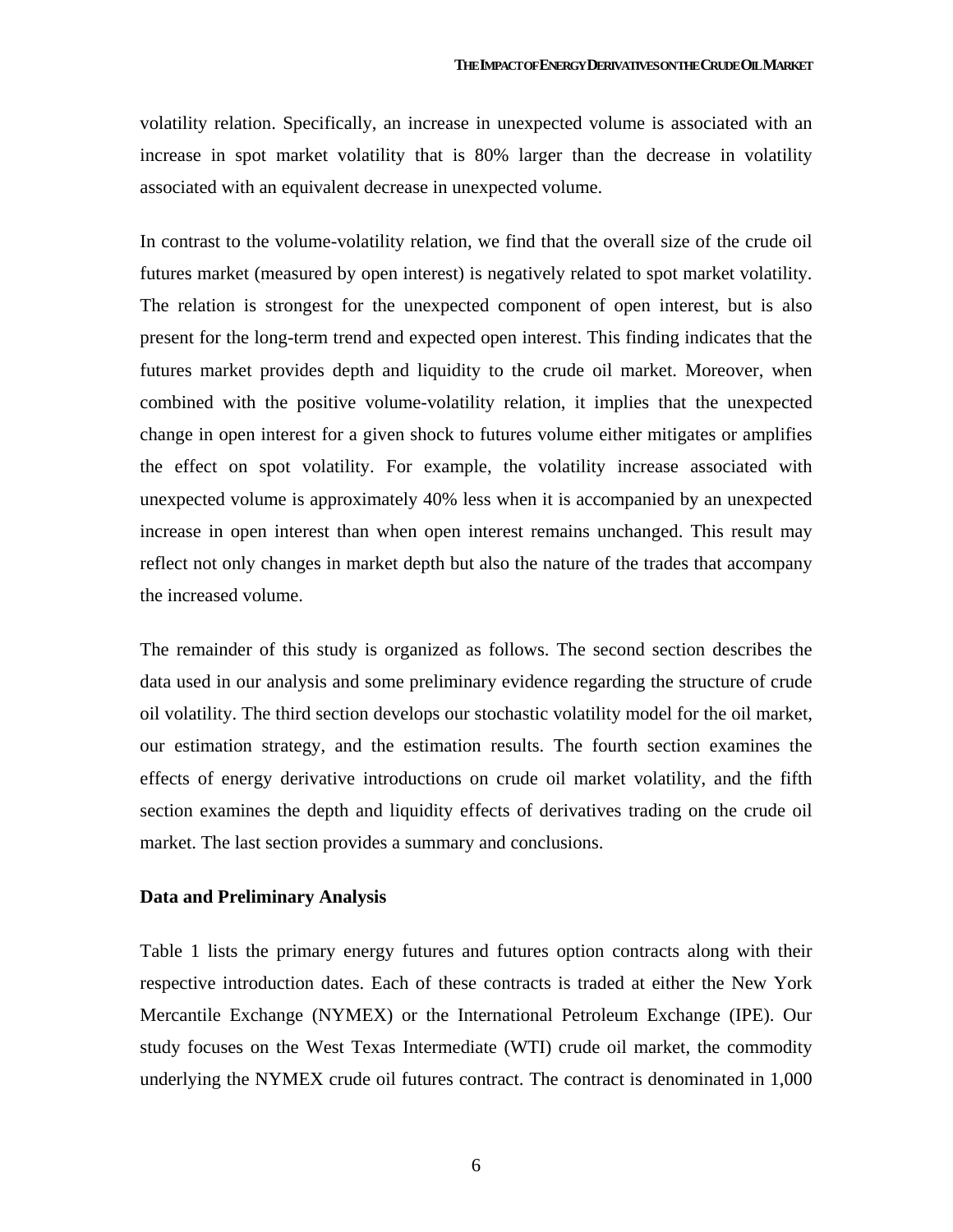volatility relation. Specifically, an increase in unexpected volume is associated with an increase in spot market volatility that is 80% larger than the decrease in volatility associated with an equivalent decrease in unexpected volume.

In contrast to the volume-volatility relation, we find that the overall size of the crude oil futures market (measured by open interest) is negatively related to spot market volatility. The relation is strongest for the unexpected component of open interest, but is also present for the long-term trend and expected open interest. This finding indicates that the futures market provides depth and liquidity to the crude oil market. Moreover, when combined with the positive volume-volatility relation, it implies that the unexpected change in open interest for a given shock to futures volume either mitigates or amplifies the effect on spot volatility. For example, the volatility increase associated with unexpected volume is approximately 40% less when it is accompanied by an unexpected increase in open interest than when open interest remains unchanged. This result may reflect not only changes in market depth but also the nature of the trades that accompany the increased volume.

The remainder of this study is organized as follows. The second section describes the data used in our analysis and some preliminary evidence regarding the structure of crude oil volatility. The third section develops our stochastic volatility model for the oil market, our estimation strategy, and the estimation results. The fourth section examines the effects of energy derivative introductions on crude oil market volatility, and the fifth section examines the depth and liquidity effects of derivatives trading on the crude oil market. The last section provides a summary and conclusions.

## Data and Preliminary Analysis

Table 1 lists the primary energy futures and futures option contracts along with their respective introduction dates. Each of these contracts is traded at either the New York Mercantile Exchange (NYMEX) or the International Petroleum Exchange (IPE). Our study focuses on the West Texas Intermediate (WTI) crude oil market, the commodity underlying the NYMEX crude oil futures contract. The contract is denominated in 1,000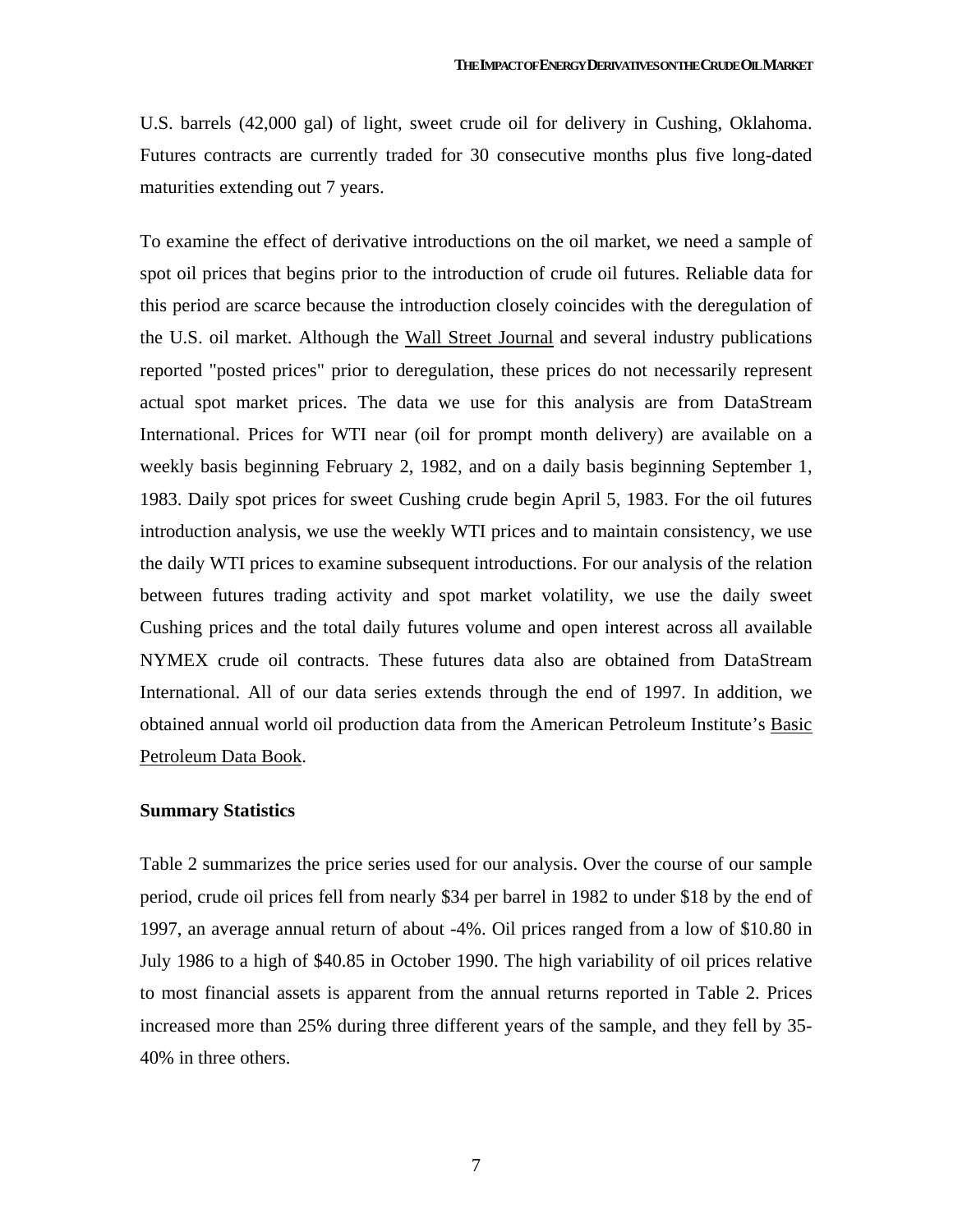U.S. barrels (42,000 gal) of light, sweet crude oil for delivery in Cushing, Oklahoma. Futures contracts are currently traded for 30 consecutive months plus five long-dated maturities extending out 7 years.

To examine the effect of derivative introductions on the oil market, we need a sample of spot oil prices that begins prior to the introduction of crude oil futures. Reliable data for this period are scarce because the introduction closely coincides with the deregulation of the U.S. oil market. Although the Wall Street Journal and several industry publications reported "posted prices" prior to deregulation, these prices do not necessarily represent actual spot market prices. The data we use for this analysis are from DataStream International. Prices for WTI near (oil for prompt month delivery) are available on a weekly basis beginning February 2, 1982, and on a daily basis beginning September 1, 1983. Daily spot prices for sweet Cushing crude begin April 5, 1983. For the oil futures introduction analysis, we use the weekly WTI prices and to maintain consistency, we use the daily WTI prices to examine subsequent introductions. For our analysis of the relation between futures trading activity and spot market volatility, we use the daily sweet Cushing prices and the total daily futures volume and open interest across all available NYMEX crude oil contracts. These futures data also are obtained from DataStream International. All of our data series extends through the end of 1997. In addition, we obtained annual world oil production data from the American Petroleum Institute's Basic Petroleum Data Book.

**Summary Statistics**

Table 2 summarizes the price series used for our analysis. Over the course of our sample period, crude oil prices fell from nearly $34 per barrel in 1982 to under $18 by the end of 1997, an average annual return of about -4%. Oil prices ranged from a low of $10.80 in July 1986 to a high of $40.85 in October 1990. The high variability of oil prices relative to most financial assets is apparent from the annual returns reported in Table 2. Prices increased more than 25% during three different years of the sample, and they fell by 35-40% in three others.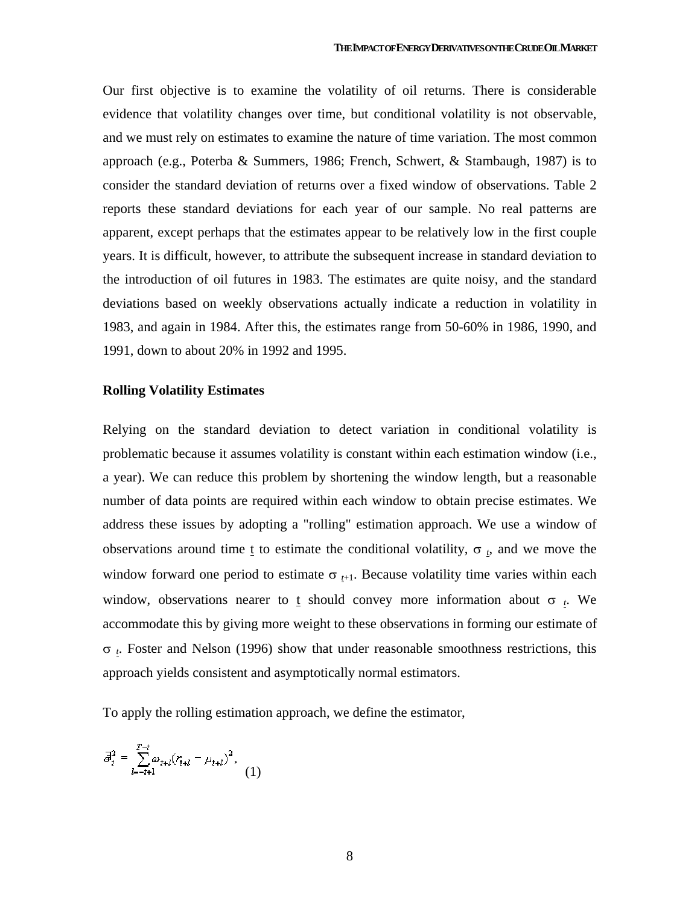Our first objective is to examine the volatility of oil returns. There is considerable evidence that volatility changes over time, but conditional volatility is not observable, and we must rely on estimates to examine the nature of time variation. The most common approach (e.g., Poterba & Summers, 1986; French, Schwert, & Stambaugh, 1987) is to consider the standard deviation of returns over a fixed window of observations. Table 2 reports these standard deviations for each year of our sample. No real patterns are apparent, except perhaps that the estimates appear to be relatively low in the first couple years. It is difficult, however, to attribute the subsequent increase in standard deviation to the introduction of oil futures in 1983. The estimates are quite noisy, and the standard deviations based on weekly observations actually indicate a reduction in volatility in 1983, and again in 1984. After this, the estimates range from 50-60% in 1986, 1990, and 1991, down to about 20% in 1992 and 1995.

### Rolling Volatility Estimates

Relying on the standard deviation to detect variation in conditional volatility is problematic because it assumes volatility is constant within each estimation window (i.e., a year). We can reduce this problem by shortening the window length, but a reasonable number of data points are required within each window to obtain precise estimates. We address these issues by adopting a "rolling" estimation approach. We use a window of observations around time $t$ to estimate the conditional volatility, $\sigma_t$, and we move the window forward one period to estimate $\sigma_{t+1}$. Because volatility time varies within each window, observations nearer to $t$ should convey more information about $\sigma_t$. We accommodate this by giving more weight to these observations in forming our estimate of $\sigma_t$. Foster and Nelson (1996) show that under reasonable smoothness restrictions, this approach yields consistent and asymptotically normal estimators.

To apply the rolling estimation approach, we define the estimator,

$$\hat{\sigma}_t^2 = \sum_{l=-t+1}^{T-t} \omega_{t+l} (r_{t+l} - \mu_{t+l})^2, \quad (1)$$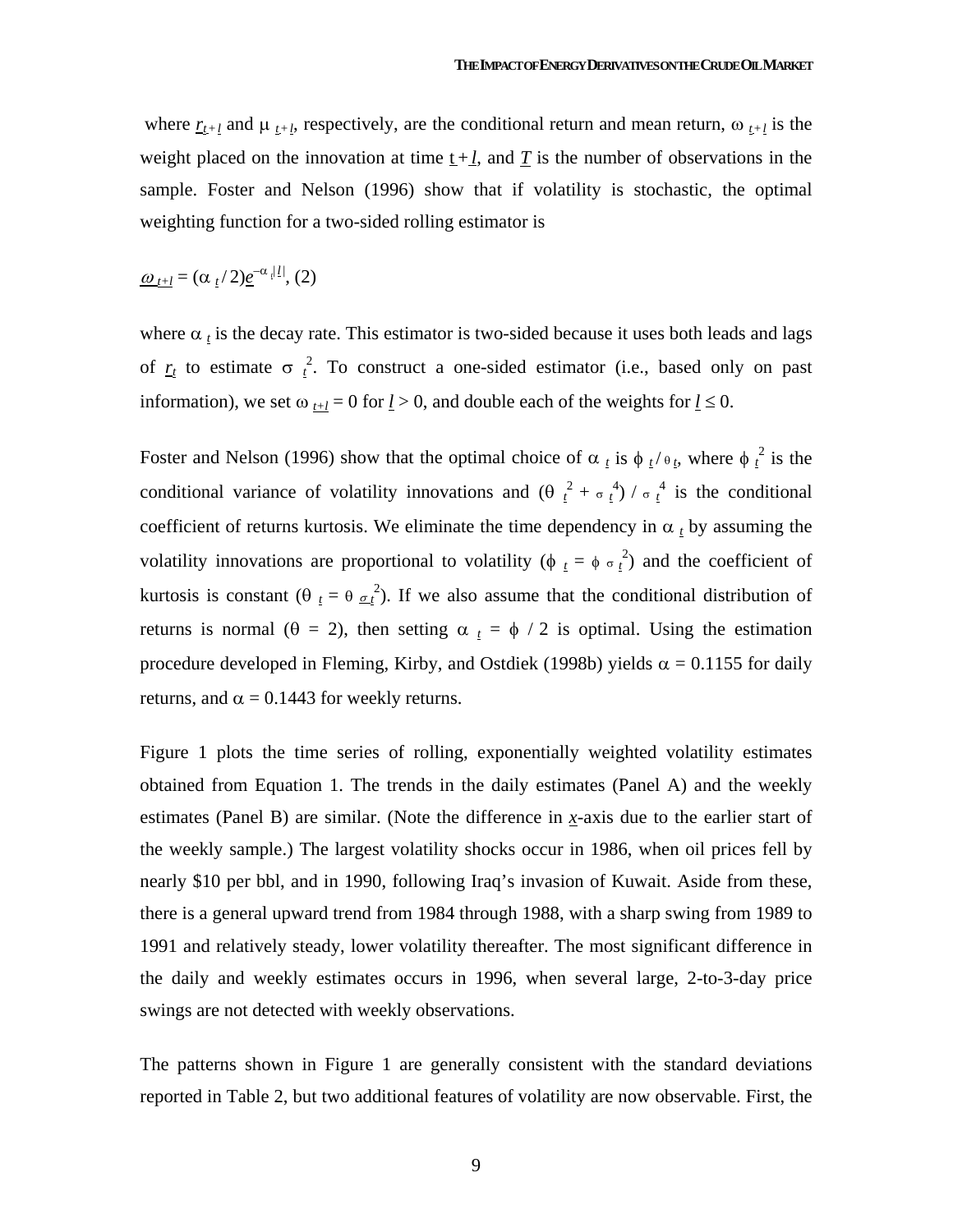where $r_{t+l}$ and $\mu_{t+l}$, respectively, are the conditional return and mean return, $\omega_{t+l}$ is the weight placed on the innovation at time $t+l$, and $T$ is the number of observations in the sample. Foster and Nelson (1996) show that if volatility is stochastic, the optimal weighting function for a two-sided rolling estimator is

$$\omega_{t+l} = (\alpha_t / 2)e^{-\alpha_t |l|}, \quad (2)$$

where $\alpha_t$ is the decay rate. This estimator is two-sided because it uses both leads and lags of $r_t$ to estimate $\sigma_t^2$. To construct a one-sided estimator (i.e., based only on past information), we set $\omega_{t+l} = 0$ for $l > 0$, and double each of the weights for $l \leq 0$.

Foster and Nelson (1996) show that the optimal choice of $\alpha_t$ is $\phi_t / \theta_t$, where $\phi_t^2$ is the conditional variance of volatility innovations and $(\theta_t^2 + \sigma_t^4) / \sigma_t^4$ is the conditional coefficient of returns kurtosis. We eliminate the time dependency in $\alpha_t$ by assuming the volatility innovations are proportional to volatility ($\phi_t = \phi\, \sigma_t^2$) and the coefficient of kurtosis is constant ($\theta_t = \theta\, \sigma_t^2$). If we also assume that the conditional distribution of returns is normal ($\theta = 2$), then setting $\alpha_t = \phi / 2$ is optimal. Using the estimation procedure developed in Fleming, Kirby, and Ostdiek (1998b) yields $\alpha = 0.1155$ for daily returns, and $\alpha = 0.1443$ for weekly returns.

Figure 1 plots the time series of rolling, exponentially weighted volatility estimates obtained from Equation 1. The trends in the daily estimates (Panel A) and the weekly estimates (Panel B) are similar. (Note the difference in $x$-axis due to the earlier start of the weekly sample.) The largest volatility shocks occur in 1986, when oil prices fell by nearly \$10 per bbl, and in 1990, following Iraq's invasion of Kuwait. Aside from these, there is a general upward trend from 1984 through 1988, with a sharp swing from 1989 to 1991 and relatively steady, lower volatility thereafter. The most significant difference in the daily and weekly estimates occurs in 1996, when several large, 2-to-3-day price swings are not detected with weekly observations.

The patterns shown in Figure 1 are generally consistent with the standard deviations reported in Table 2, but two additional features of volatility are now observable. First, the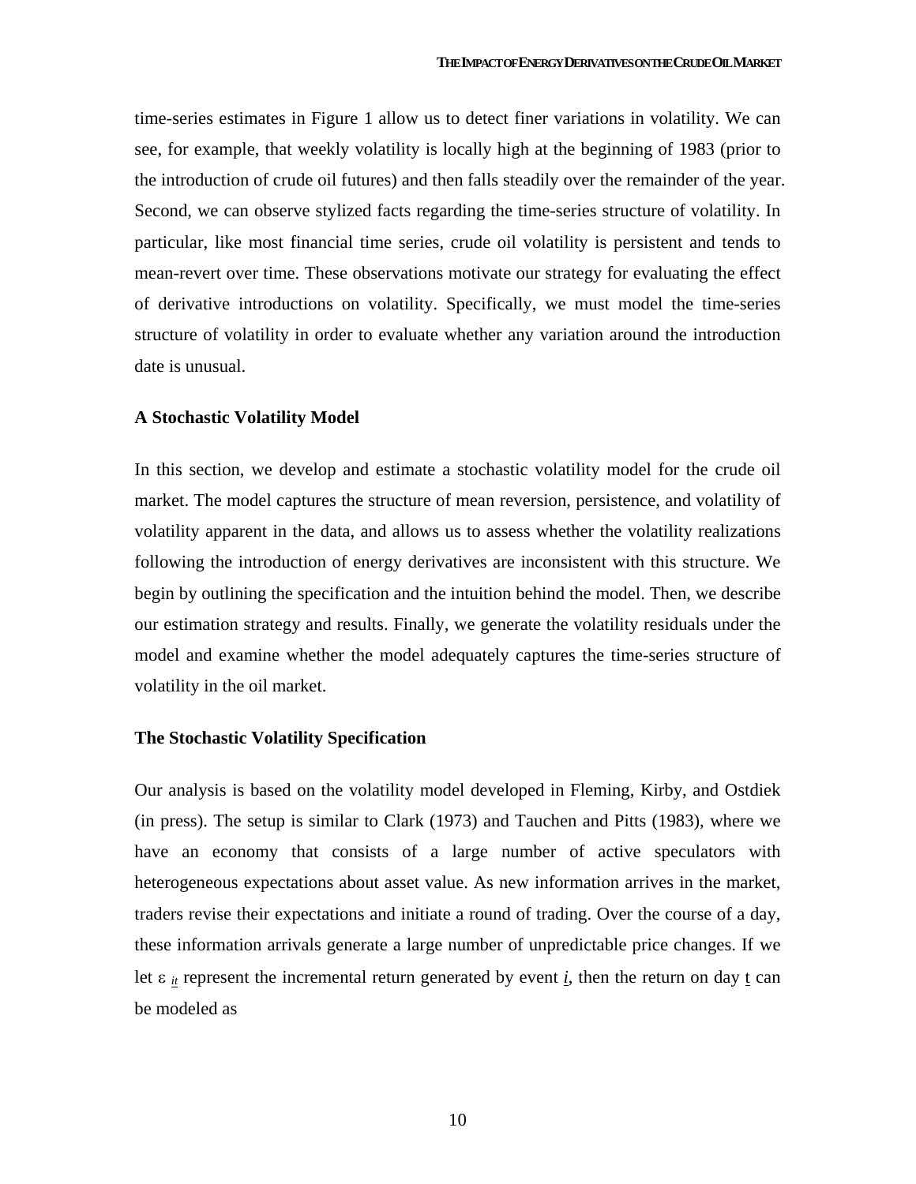time-series estimates in Figure 1 allow us to detect finer variations in volatility. We can see, for example, that weekly volatility is locally high at the beginning of 1983 (prior to the introduction of crude oil futures) and then falls steadily over the remainder of the year. Second, we can observe stylized facts regarding the time-series structure of volatility. In particular, like most financial time series, crude oil volatility is persistent and tends to mean-revert over time. These observations motivate our strategy for evaluating the effect of derivative introductions on volatility. Specifically, we must model the time-series structure of volatility in order to evaluate whether any variation around the introduction date is unusual.

### A Stochastic Volatility Model

In this section, we develop and estimate a stochastic volatility model for the crude oil market. The model captures the structure of mean reversion, persistence, and volatility of volatility apparent in the data, and allows us to assess whether the volatility realizations following the introduction of energy derivatives are inconsistent with this structure. We begin by outlining the specification and the intuition behind the model. Then, we describe our estimation strategy and results. Finally, we generate the volatility residuals under the model and examine whether the model adequately captures the time-series structure of volatility in the oil market.

### The Stochastic Volatility Specification

Our analysis is based on the volatility model developed in Fleming, Kirby, and Ostdiek (in press). The setup is similar to Clark (1973) and Tauchen and Pitts (1983), where we have an economy that consists of a large number of active speculators with heterogeneous expectations about asset value. As new information arrives in the market, traders revise their expectations and initiate a round of trading. Over the course of a day, these information arrivals generate a large number of unpredictable price changes. If we let $\varepsilon_{it}$ represent the incremental return generated by event $i$, then the return on day $t$ can be modeled as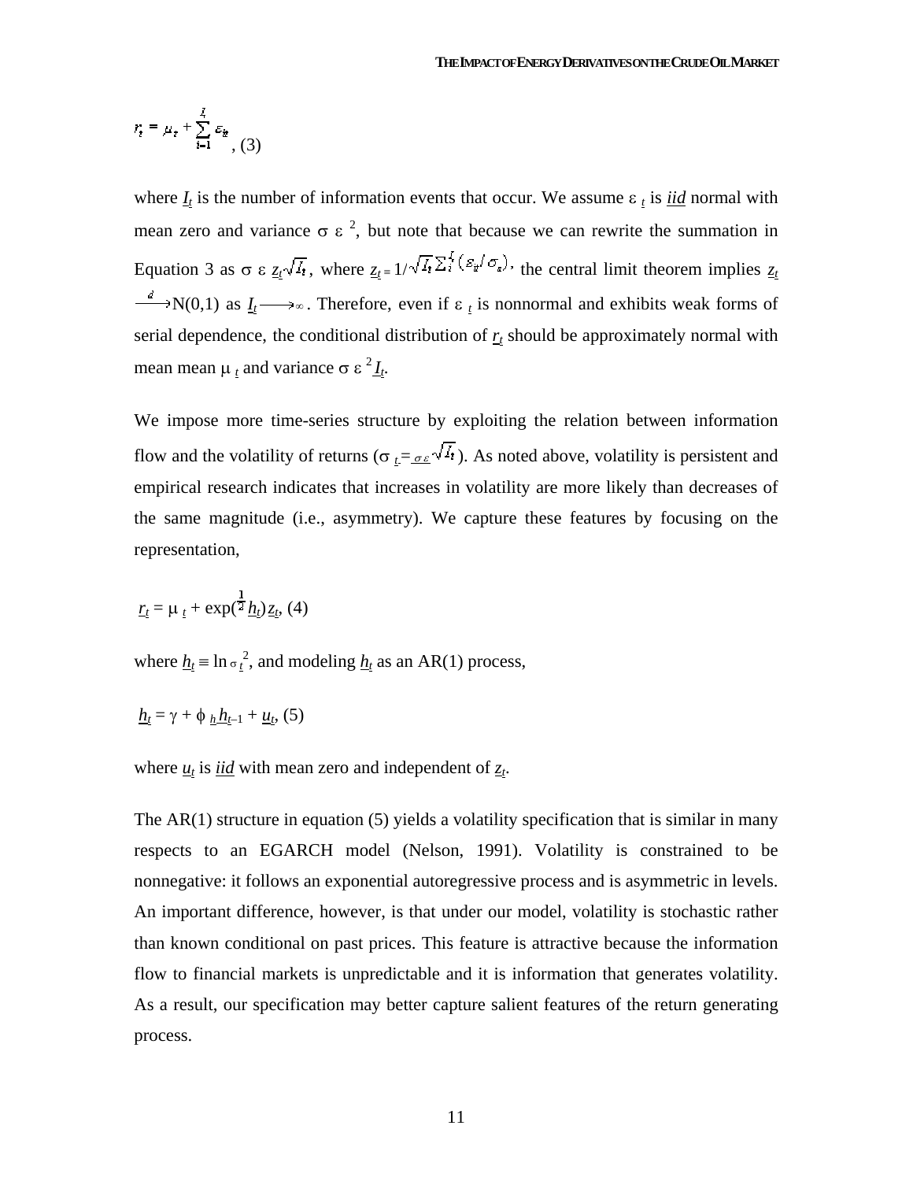$$r_t = \mu_t + \sum_{i=1}^{I_t} \varepsilon_{it} \text{, (3)}$$

where $I_t$ is the number of information events that occur. We assume $\varepsilon_t$ is *iid* normal with mean zero and variance $\sigma_\varepsilon^2$, but note that because we can rewrite the summation in Equation 3 as $\sigma_\varepsilon z_t \sqrt{I_t}$, where $z_t \equiv 1/\sqrt{I_t} \sum_i^{I_t} (\varepsilon_{it}/\sigma_\varepsilon)$, the central limit theorem implies $z_t \xrightarrow{d} N(0,1)$ as $I_t \longrightarrow \infty$. Therefore, even if $\varepsilon_t$ is nonnormal and exhibits weak forms of serial dependence, the conditional distribution of $r_t$ should be approximately normal with mean mean $\mu_t$ and variance $\sigma_\varepsilon^2 I_t$.

We impose more time-series structure by exploiting the relation between information flow and the volatility of returns ($\sigma_t = \sigma_\varepsilon \sqrt{I_t}$). As noted above, volatility is persistent and empirical research indicates that increases in volatility are more likely than decreases of the same magnitude (i.e., asymmetry). We capture these features by focusing on the representation,

$$r_t = \mu_t + \exp(\tfrac{1}{2} h_t) z_t \text{, (4)}$$

where $h_t \equiv \ln \sigma_t^2$, and modeling $h_t$ as an AR(1) process,

$$h_t = \gamma + \phi_h h_{t-1} + u_t \text{, (5)}$$

where $u_t$ is *iid* with mean zero and independent of $z_t$.

The AR(1) structure in equation (5) yields a volatility specification that is similar in many respects to an EGARCH model (Nelson, 1991). Volatility is constrained to be nonnegative: it follows an exponential autoregressive process and is asymmetric in levels. An important difference, however, is that under our model, volatility is stochastic rather than known conditional on past prices. This feature is attractive because the information flow to financial markets is unpredictable and it is information that generates volatility. As a result, our specification may better capture salient features of the return generating process.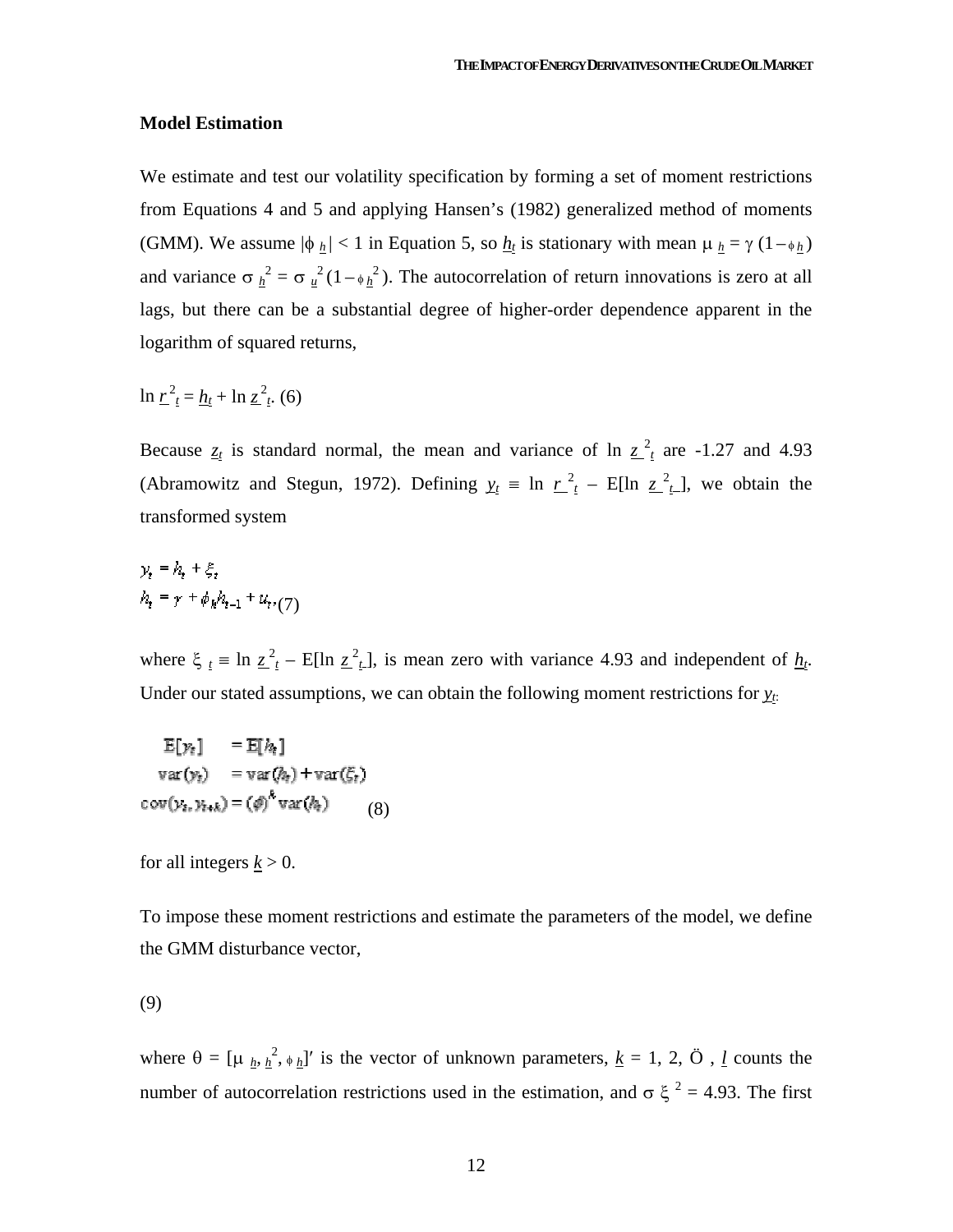## Model Estimation

We estimate and test our volatility specification by forming a set of moment restrictions from Equations 4 and 5 and applying Hansen's (1982) generalized method of moments (GMM). We assume $|\phi_h| < 1$ in Equation 5, so $h_t$ is stationary with mean $\mu_h = \gamma\,(1-\phi_h)$ and variance $\sigma_h^2 = \sigma_u^2\,(1-\phi_h^2)$. The autocorrelation of return innovations is zero at all lags, but there can be a substantial degree of higher-order dependence apparent in the logarithm of squared returns,

$$\ln r_t^2 = h_t + \ln z_t^2. \quad (6)$$

Because $z_t$ is standard normal, the mean and variance of $\ln z_t^2$ are -1.27 and 4.93 (Abramowitz and Stegun, 1972). Defining $y_t \equiv \ln r_t^2 - \text{E}[\ln z_t^2]$, we obtain the transformed system

$$\begin{aligned} y_t &= h_t + \xi_t \\ h_t &= \gamma + \phi_h h_{t-1} + u_t, \end{aligned} \quad (7)$$

where $\xi_t \equiv \ln z_t^2 - \text{E}[\ln z_t^2]$, is mean zero with variance 4.93 and independent of $h_t$. Under our stated assumptions, we can obtain the following moment restrictions for $y_t$:

$$\begin{aligned} \text{E}[y_t] &= \text{E}[h_t] \\ \text{var}(y_t) &= \text{var}(h_t) + \text{var}(\xi_t) \\ \text{cov}(y_t, y_{t+k}) &= (\phi)^k \,\text{var}(h_t) \end{aligned} \quad (8)$$

for all integers $k > 0$.

To impose these moment restrictions and estimate the parameters of the model, we define the GMM disturbance vector,

(9)

where $\theta = [\mu_h, {}_h^2, \phi_h]'$ is the vector of unknown parameters, $k = 1, 2, \ldots, l$ counts the number of autocorrelation restrictions used in the estimation, and $\sigma_\xi^2 = 4.93$. The first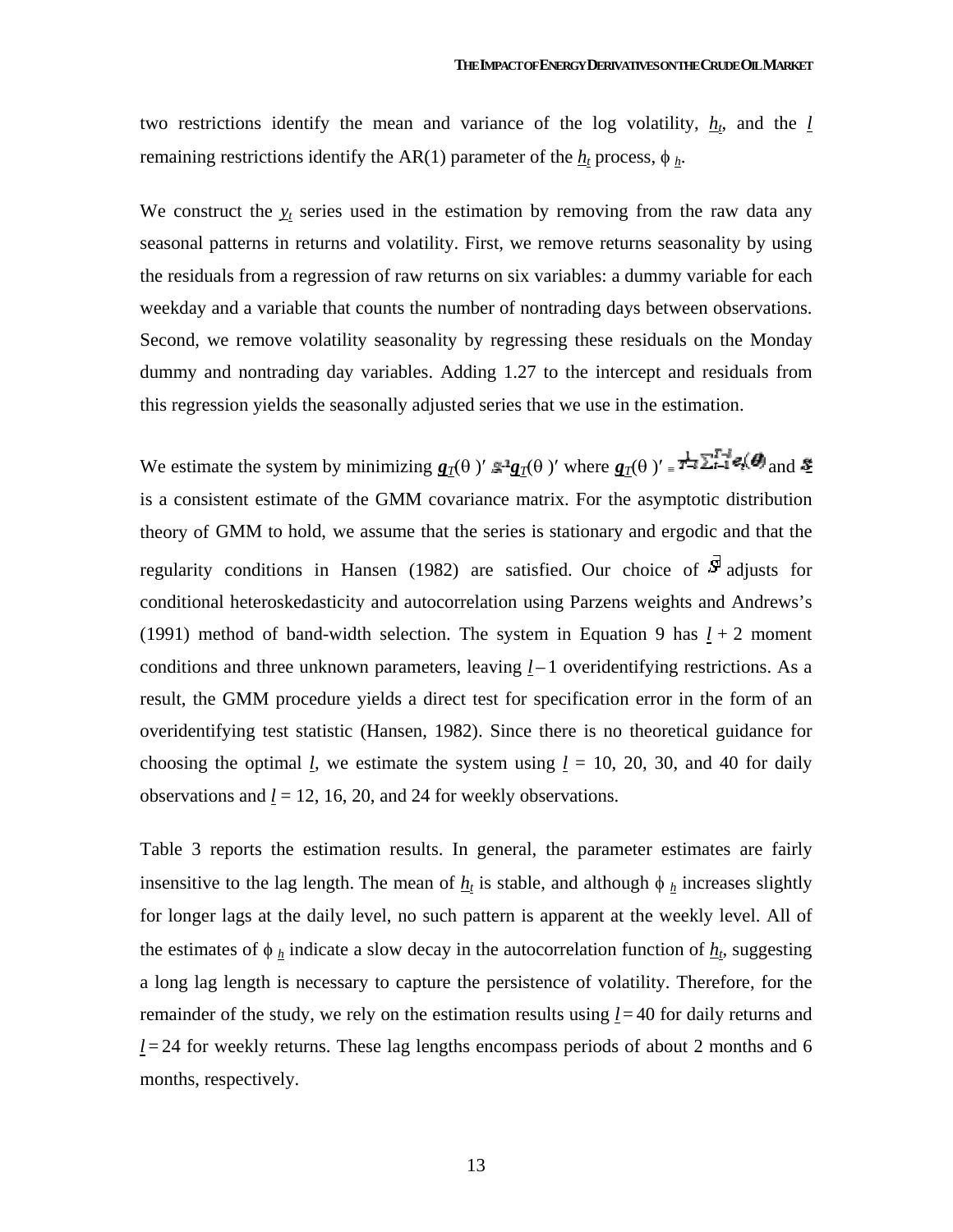two restrictions identify the mean and variance of the log volatility, $\underline{h}_t$, and the $\underline{l}$ remaining restrictions identify the AR(1) parameter of the $\underline{h}_t$ process, $\phi_{\underline{h}}$.

We construct the $\underline{y}_t$ series used in the estimation by removing from the raw data any seasonal patterns in returns and volatility. First, we remove returns seasonality by using the residuals from a regression of raw returns on six variables: a dummy variable for each weekday and a variable that counts the number of nontrading days between observations. Second, we remove volatility seasonality by regressing these residuals on the Monday dummy and nontrading day variables. Adding 1.27 to the intercept and residuals from this regression yields the seasonally adjusted series that we use in the estimation.

We estimate the system by minimizing $\underline{\boldsymbol{g}}_T(\theta)' \underline{S}^{-1} \underline{\boldsymbol{g}}_T(\theta)'$ where $\underline{\boldsymbol{g}}_T(\theta)' = \frac{1}{T-l}\sum_{t=1}^{T-l} e_t(\theta)$ and $\underline{S}$ is a consistent estimate of the GMM covariance matrix. For the asymptotic distribution theory of GMM to hold, we assume that the series is stationary and ergodic and that the regularity conditions in Hansen (1982) are satisfied. Our choice of $\hat{S}$ adjusts for conditional heteroskedasticity and autocorrelation using Parzens weights and Andrews's (1991) method of band-width selection. The system in Equation 9 has $\underline{l} + 2$ moment conditions and three unknown parameters, leaving $\underline{l} - 1$ overidentifying restrictions. As a result, the GMM procedure yields a direct test for specification error in the form of an overidentifying test statistic (Hansen, 1982). Since there is no theoretical guidance for choosing the optimal $\underline{l}$, we estimate the system using $\underline{l}$ = 10, 20, 30, and 40 for daily observations and $\underline{l}$ = 12, 16, 20, and 24 for weekly observations.

Table 3 reports the estimation results. In general, the parameter estimates are fairly insensitive to the lag length. The mean of $\underline{h}_t$ is stable, and although $\phi_{\underline{h}}$ increases slightly for longer lags at the daily level, no such pattern is apparent at the weekly level. All of the estimates of $\phi_{\underline{h}}$ indicate a slow decay in the autocorrelation function of $\underline{h}_t$, suggesting a long lag length is necessary to capture the persistence of volatility. Therefore, for the remainder of the study, we rely on the estimation results using $\underline{l} = 40$ for daily returns and $\underline{l} = 24$ for weekly returns. These lag lengths encompass periods of about 2 months and 6 months, respectively.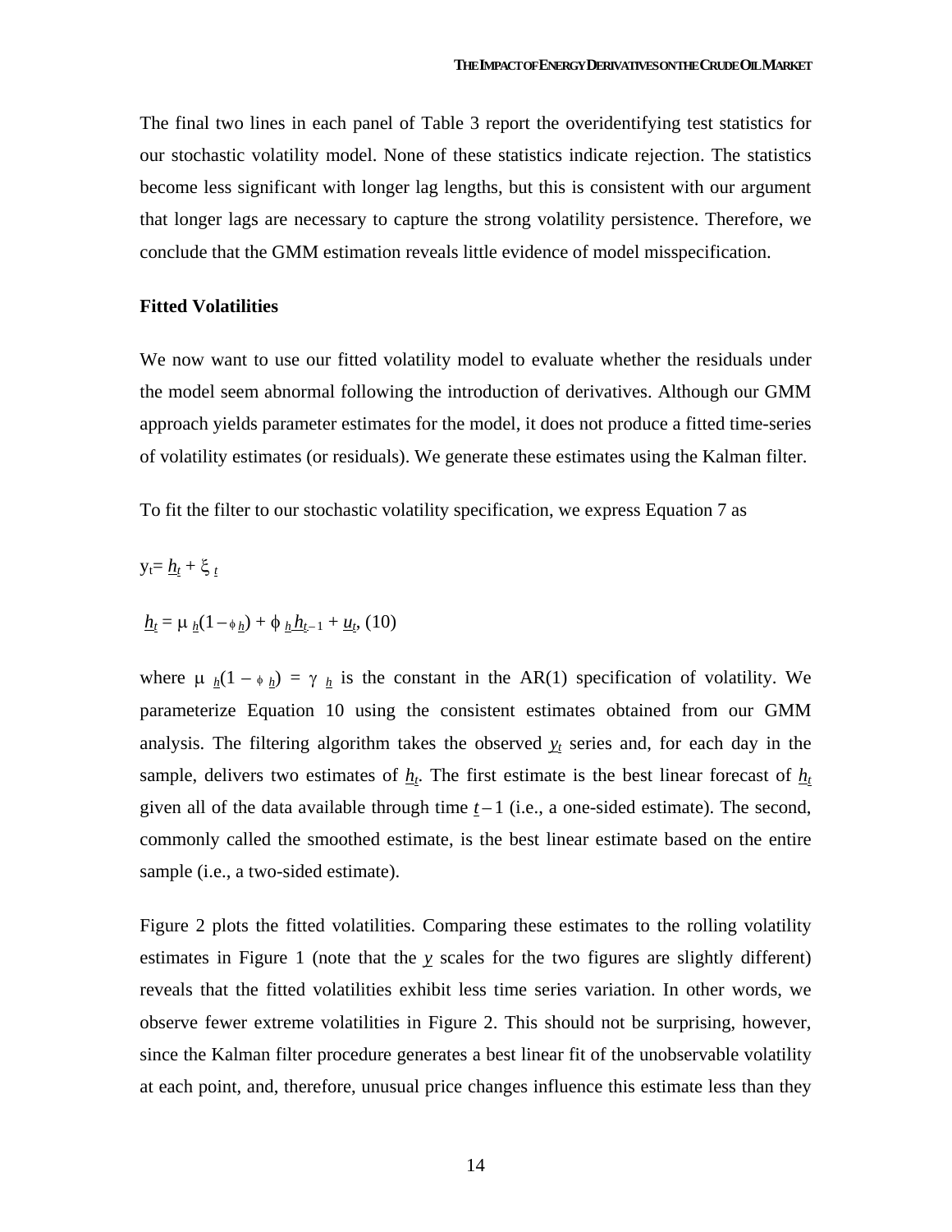The final two lines in each panel of Table 3 report the overidentifying test statistics for our stochastic volatility model. None of these statistics indicate rejection. The statistics become less significant with longer lag lengths, but this is consistent with our argument that longer lags are necessary to capture the strong volatility persistence. Therefore, we conclude that the GMM estimation reveals little evidence of model misspecification.

**Fitted Volatilities**

We now want to use our fitted volatility model to evaluate whether the residuals under the model seem abnormal following the introduction of derivatives. Although our GMM approach yields parameter estimates for the model, it does not produce a fitted time-series of volatility estimates (or residuals). We generate these estimates using the Kalman filter.

To fit the filter to our stochastic volatility specification, we express Equation 7 as

$$y_t = h_t + \xi_t$$

$$h_t = \mu_h(1-\phi_h) + \phi_h h_{t-1} + u_t, \quad (10)$$

where $\mu_h(1-\phi_h) = \gamma_h$ is the constant in the AR(1) specification of volatility. We parameterize Equation 10 using the consistent estimates obtained from our GMM analysis. The filtering algorithm takes the observed $y_t$ series and, for each day in the sample, delivers two estimates of $h_t$. The first estimate is the best linear forecast of $h_t$ given all of the data available through time $t-1$ (i.e., a one-sided estimate). The second, commonly called the smoothed estimate, is the best linear estimate based on the entire sample (i.e., a two-sided estimate).

Figure 2 plots the fitted volatilities. Comparing these estimates to the rolling volatility estimates in Figure 1 (note that the $y$ scales for the two figures are slightly different) reveals that the fitted volatilities exhibit less time series variation. In other words, we observe fewer extreme volatilities in Figure 2. This should not be surprising, however, since the Kalman filter procedure generates a best linear fit of the unobservable volatility at each point, and, therefore, unusual price changes influence this estimate less than they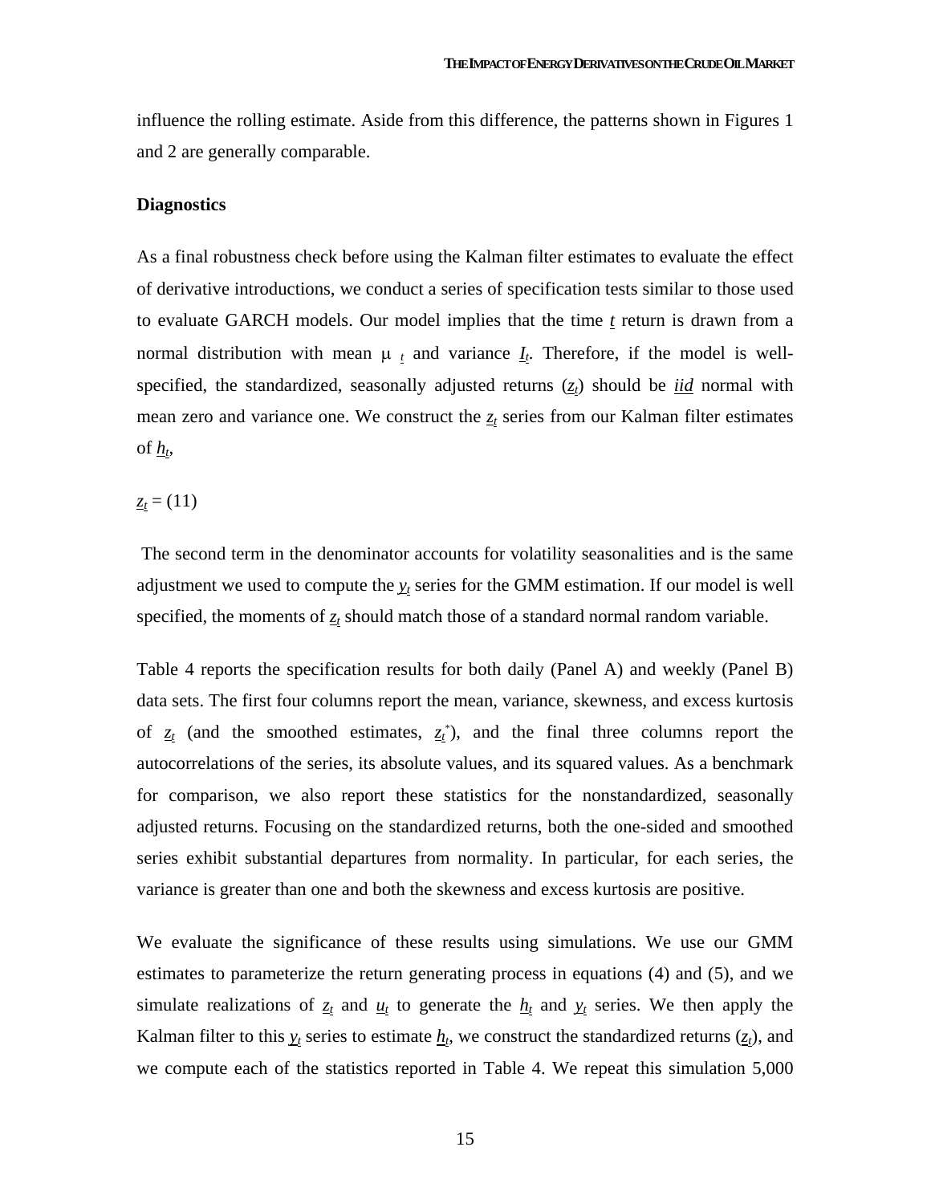influence the rolling estimate. Aside from this difference, the patterns shown in Figures 1 and 2 are generally comparable.

**Diagnostics**

As a final robustness check before using the Kalman filter estimates to evaluate the effect of derivative introductions, we conduct a series of specification tests similar to those used to evaluate GARCH models. Our model implies that the time $t$ return is drawn from a normal distribution with mean $\mu_t$ and variance $I_t$. Therefore, if the model is well-specified, the standardized, seasonally adjusted returns ($z_t$) should be *iid* normal with mean zero and variance one. We construct the $z_t$ series from our Kalman filter estimates of $h_t$,

$z_t =$ (11)

The second term in the denominator accounts for volatility seasonalities and is the same adjustment we used to compute the $y_t$ series for the GMM estimation. If our model is well specified, the moments of $z_t$ should match those of a standard normal random variable.

Table 4 reports the specification results for both daily (Panel A) and weekly (Panel B) data sets. The first four columns report the mean, variance, skewness, and excess kurtosis of $z_t$ (and the smoothed estimates, $z_t^*$), and the final three columns report the autocorrelations of the series, its absolute values, and its squared values. As a benchmark for comparison, we also report these statistics for the nonstandardized, seasonally adjusted returns. Focusing on the standardized returns, both the one-sided and smoothed series exhibit substantial departures from normality. In particular, for each series, the variance is greater than one and both the skewness and excess kurtosis are positive.

We evaluate the significance of these results using simulations. We use our GMM estimates to parameterize the return generating process in equations (4) and (5), and we simulate realizations of $z_t$ and $u_t$ to generate the $h_t$ and $y_t$ series. We then apply the Kalman filter to this $y_t$ series to estimate $h_t$, we construct the standardized returns ($z_t$), and we compute each of the statistics reported in Table 4. We repeat this simulation 5,000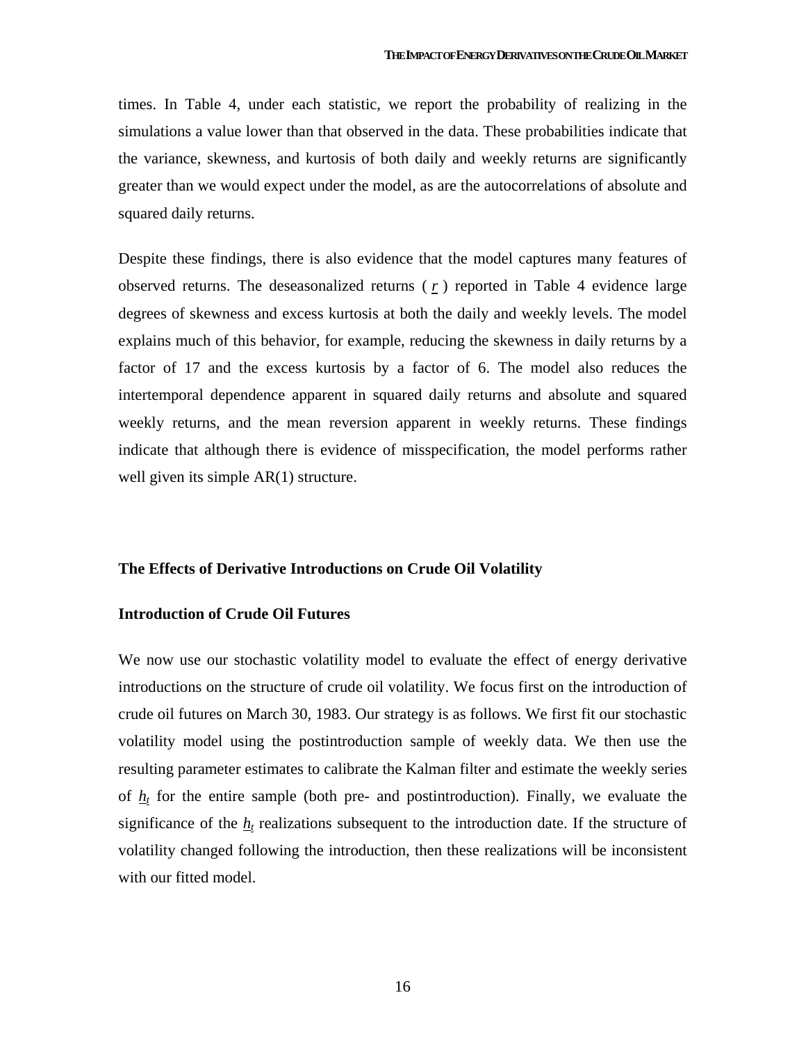times. In Table 4, under each statistic, we report the probability of realizing in the simulations a value lower than that observed in the data. These probabilities indicate that the variance, skewness, and kurtosis of both daily and weekly returns are significantly greater than we would expect under the model, as are the autocorrelations of absolute and squared daily returns.

Despite these findings, there is also evidence that the model captures many features of observed returns. The deseasonalized returns ( $\underline{r}$ ) reported in Table 4 evidence large degrees of skewness and excess kurtosis at both the daily and weekly levels. The model explains much of this behavior, for example, reducing the skewness in daily returns by a factor of 17 and the excess kurtosis by a factor of 6. The model also reduces the intertemporal dependence apparent in squared daily returns and absolute and squared weekly returns, and the mean reversion apparent in weekly returns. These findings indicate that although there is evidence of misspecification, the model performs rather well given its simple AR(1) structure.

## The Effects of Derivative Introductions on Crude Oil Volatility

### Introduction of Crude Oil Futures

We now use our stochastic volatility model to evaluate the effect of energy derivative introductions on the structure of crude oil volatility. We focus first on the introduction of crude oil futures on March 30, 1983. Our strategy is as follows. We first fit our stochastic volatility model using the postintroduction sample of weekly data. We then use the resulting parameter estimates to calibrate the Kalman filter and estimate the weekly series of $\underline{h}_t$ for the entire sample (both pre- and postintroduction). Finally, we evaluate the significance of the $\underline{h}_t$ realizations subsequent to the introduction date. If the structure of volatility changed following the introduction, then these realizations will be inconsistent with our fitted model.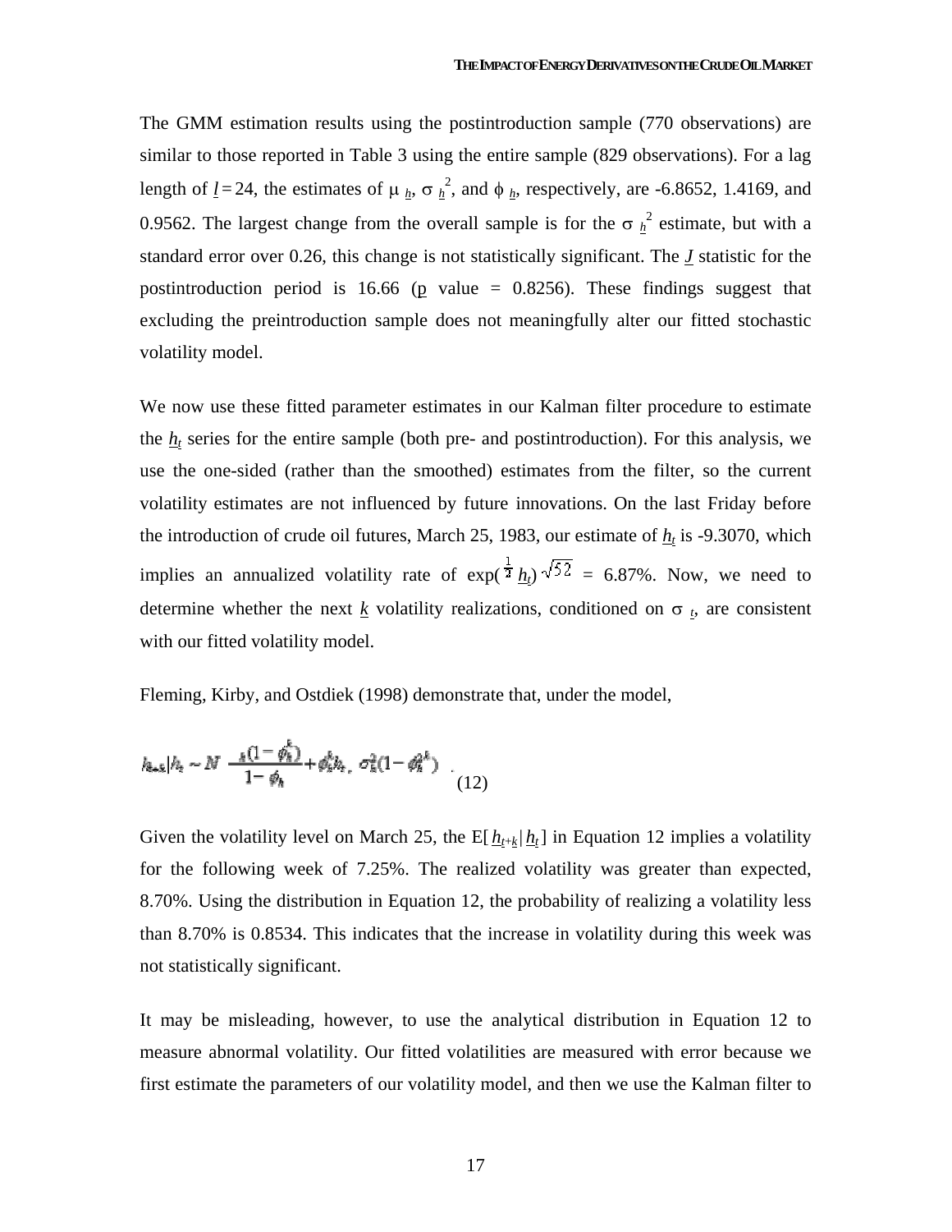The GMM estimation results using the postintroduction sample (770 observations) are similar to those reported in Table 3 using the entire sample (829 observations). For a lag length of $l = 24$, the estimates of $\mu_h$, $\sigma_h^2$, and $\phi_h$, respectively, are -6.8652, 1.4169, and 0.9562. The largest change from the overall sample is for the $\sigma_h^2$ estimate, but with a standard error over 0.26, this change is not statistically significant. The $J$ statistic for the postintroduction period is 16.66 ($p$ value = 0.8256). These findings suggest that excluding the preintroduction sample does not meaningfully alter our fitted stochastic volatility model.

We now use these fitted parameter estimates in our Kalman filter procedure to estimate the $h_t$ series for the entire sample (both pre- and postintroduction). For this analysis, we use the one-sided (rather than the smoothed) estimates from the filter, so the current volatility estimates are not influenced by future innovations. On the last Friday before the introduction of crude oil futures, March 25, 1983, our estimate of $h_t$ is -9.3070, which implies an annualized volatility rate of $\exp(\frac{1}{2} h_t)\sqrt{52}$ = 6.87%. Now, we need to determine whether the next $k$ volatility realizations, conditioned on $\sigma_t$, are consistent with our fitted volatility model.

Fleming, Kirby, and Ostdiek (1998) demonstrate that, under the model,

$$h_{t+k} | h_t \sim N\left(\frac{\mu_h(1-\phi_h^k)}{1-\phi_h} + \phi_h^k h_t,\ \sigma_h^2(1-\phi_h^{2k})\right). \tag{12}$$

Given the volatility level on March 25, the $E[h_{t+k} | h_t]$ in Equation 12 implies a volatility for the following week of 7.25%. The realized volatility was greater than expected, 8.70%. Using the distribution in Equation 12, the probability of realizing a volatility less than 8.70% is 0.8534. This indicates that the increase in volatility during this week was not statistically significant.

It may be misleading, however, to use the analytical distribution in Equation 12 to measure abnormal volatility. Our fitted volatilities are measured with error because we first estimate the parameters of our volatility model, and then we use the Kalman filter to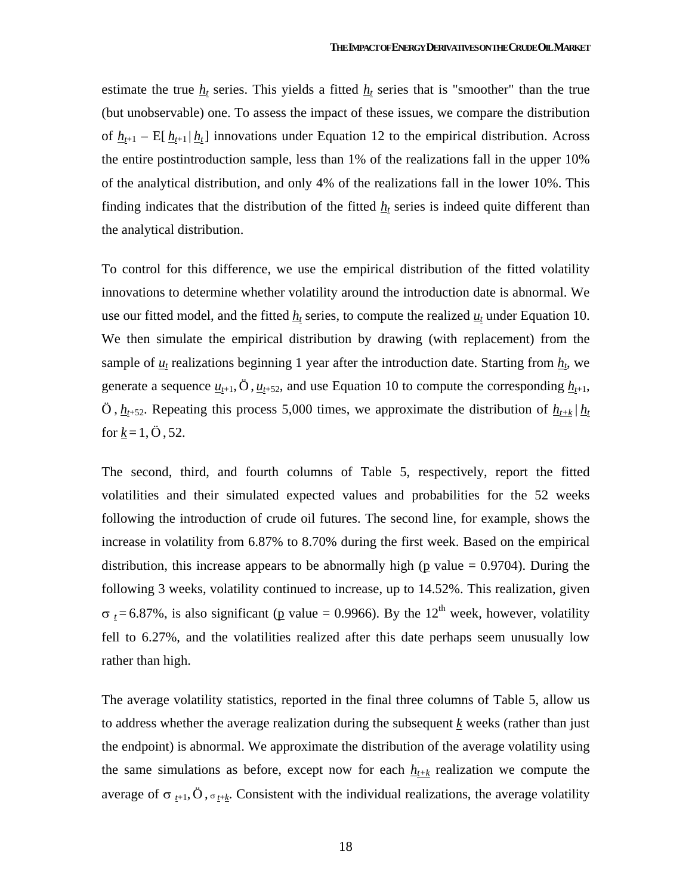estimate the true $h_t$ series. This yields a fitted $h_t$ series that is "smoother" than the true (but unobservable) one. To assess the impact of these issues, we compare the distribution of $h_{t+1} - E[\,h_{t+1} \mid h_t\,]$ innovations under Equation 12 to the empirical distribution. Across the entire postintroduction sample, less than 1% of the realizations fall in the upper 10% of the analytical distribution, and only 4% of the realizations fall in the lower 10%. This finding indicates that the distribution of the fitted $h_t$ series is indeed quite different than the analytical distribution.

To control for this difference, we use the empirical distribution of the fitted volatility innovations to determine whether volatility around the introduction date is abnormal. We use our fitted model, and the fitted $h_t$ series, to compute the realized $u_t$ under Equation 10. We then simulate the empirical distribution by drawing (with replacement) from the sample of $u_t$ realizations beginning 1 year after the introduction date. Starting from $h_t$, we generate a sequence $u_{t+1}, \ldots, u_{t+52}$, and use Equation 10 to compute the corresponding $h_{t+1}, \ldots, h_{t+52}$. Repeating this process 5,000 times, we approximate the distribution of $h_{t+k} \mid h_t$ for $k = 1, \ldots, 52$.

The second, third, and fourth columns of Table 5, respectively, report the fitted volatilities and their simulated expected values and probabilities for the 52 weeks following the introduction of crude oil futures. The second line, for example, shows the increase in volatility from 6.87% to 8.70% during the first week. Based on the empirical distribution, this increase appears to be abnormally high ($p$ value = 0.9704). During the following 3 weeks, volatility continued to increase, up to 14.52%. This realization, given $\sigma_t = 6.87\%$, is also significant ($p$ value = 0.9966). By the 12th week, however, volatility fell to 6.27%, and the volatilities realized after this date perhaps seem unusually low rather than high.

The average volatility statistics, reported in the final three columns of Table 5, allow us to address whether the average realization during the subsequent $k$ weeks (rather than just the endpoint) is abnormal. We approximate the distribution of the average volatility using the same simulations as before, except now for each $h_{t+k}$ realization we compute the average of $\sigma_{t+1}, \ldots, \sigma_{t+k}$. Consistent with the individual realizations, the average volatility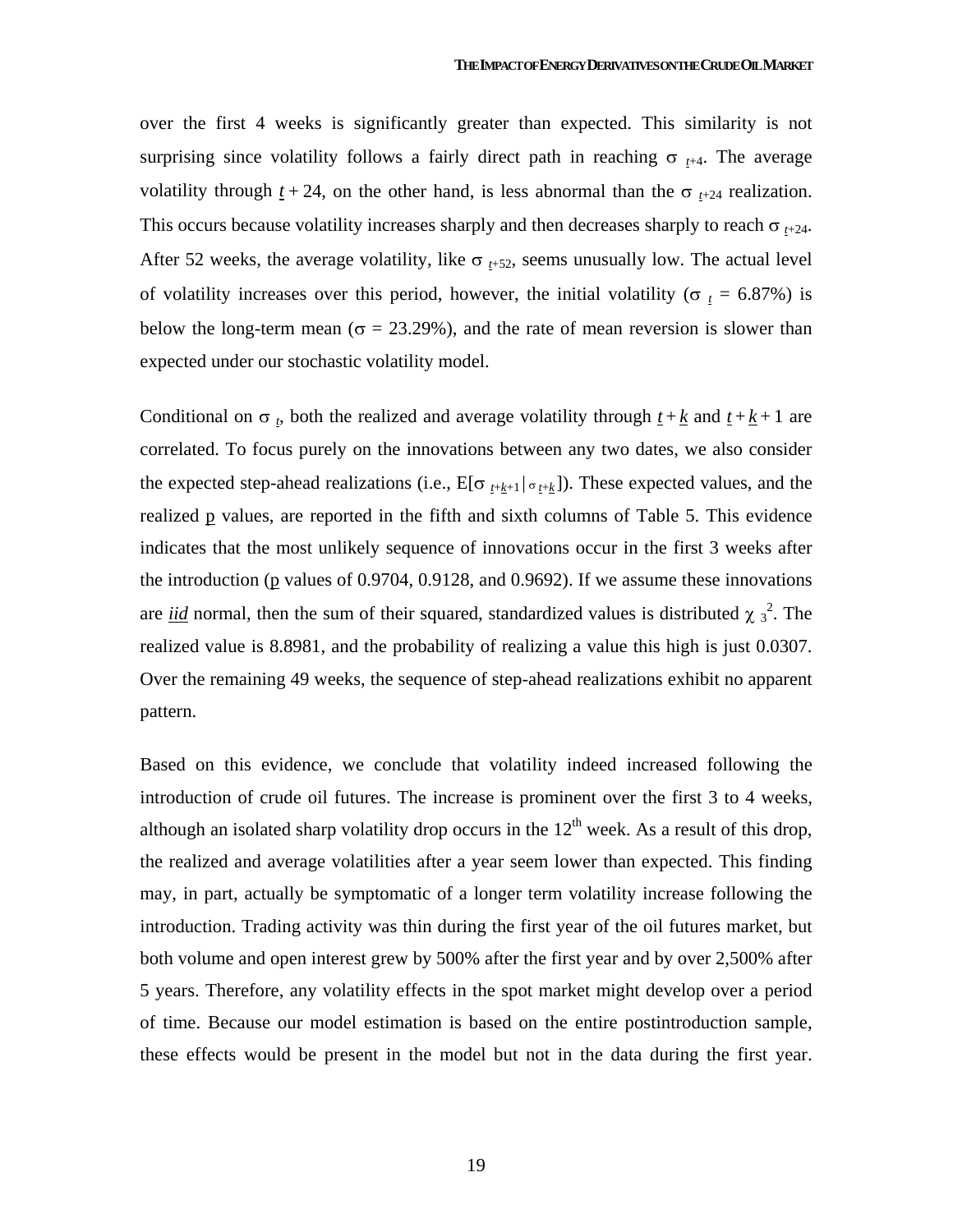over the first 4 weeks is significantly greater than expected. This similarity is not surprising since volatility follows a fairly direct path in reaching $\sigma_{\underline{t}+4}$. The average volatility through $\underline{t} + 24$, on the other hand, is less abnormal than the $\sigma_{\underline{t}+24}$ realization. This occurs because volatility increases sharply and then decreases sharply to reach $\sigma_{\underline{t}+24}$. After 52 weeks, the average volatility, like $\sigma_{\underline{t}+52}$, seems unusually low. The actual level of volatility increases over this period, however, the initial volatility ($\sigma_{\underline{t}}$ = 6.87%) is below the long-term mean ($\sigma$ = 23.29%), and the rate of mean reversion is slower than expected under our stochastic volatility model.

Conditional on $\sigma_{\underline{t}}$, both the realized and average volatility through $\underline{t} + \underline{k}$ and $\underline{t} + \underline{k} + 1$ are correlated. To focus purely on the innovations between any two dates, we also consider the expected step-ahead realizations (i.e., $E[\sigma_{\underline{t}+\underline{k}+1} | \sigma_{\underline{t}+\underline{k}}]$). These expected values, and the realized $\underline{p}$ values, are reported in the fifth and sixth columns of Table 5. This evidence indicates that the most unlikely sequence of innovations occur in the first 3 weeks after the introduction ($\underline{p}$ values of 0.9704, 0.9128, and 0.9692). If we assume these innovations are ***iid*** normal, then the sum of their squared, standardized values is distributed $\chi_3^2$. The realized value is 8.8981, and the probability of realizing a value this high is just 0.0307. Over the remaining 49 weeks, the sequence of step-ahead realizations exhibit no apparent pattern.

Based on this evidence, we conclude that volatility indeed increased following the introduction of crude oil futures. The increase is prominent over the first 3 to 4 weeks, although an isolated sharp volatility drop occurs in the 12th week. As a result of this drop, the realized and average volatilities after a year seem lower than expected. This finding may, in part, actually be symptomatic of a longer term volatility increase following the introduction. Trading activity was thin during the first year of the oil futures market, but both volume and open interest grew by 500% after the first year and by over 2,500% after 5 years. Therefore, any volatility effects in the spot market might develop over a period of time. Because our model estimation is based on the entire postintroduction sample, these effects would be present in the model but not in the data during the first year.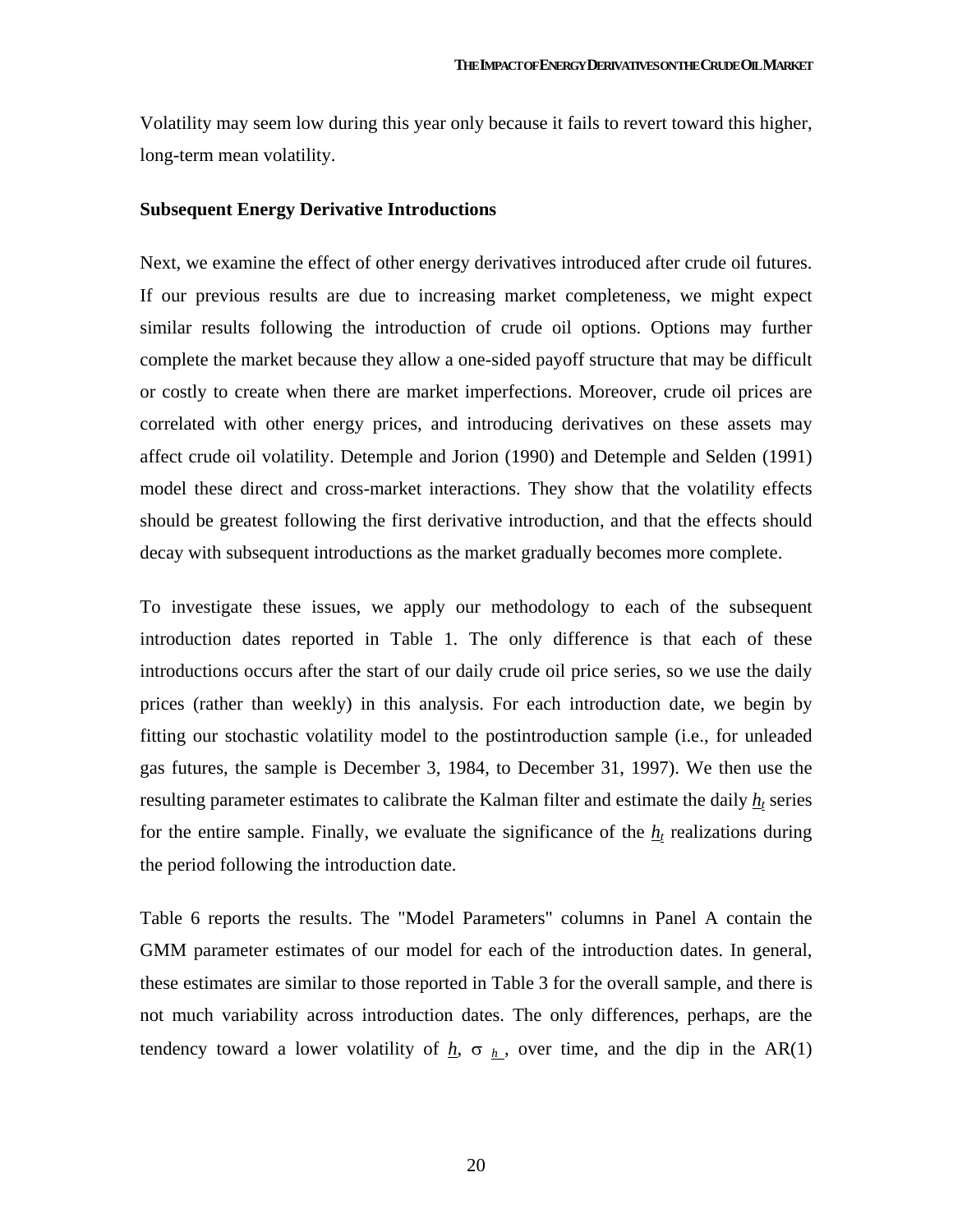Volatility may seem low during this year only because it fails to revert toward this higher, long-term mean volatility.

**Subsequent Energy Derivative Introductions**

Next, we examine the effect of other energy derivatives introduced after crude oil futures. If our previous results are due to increasing market completeness, we might expect similar results following the introduction of crude oil options. Options may further complete the market because they allow a one-sided payoff structure that may be difficult or costly to create when there are market imperfections. Moreover, crude oil prices are correlated with other energy prices, and introducing derivatives on these assets may affect crude oil volatility. Detemple and Jorion (1990) and Detemple and Selden (1991) model these direct and cross-market interactions. They show that the volatility effects should be greatest following the first derivative introduction, and that the effects should decay with subsequent introductions as the market gradually becomes more complete.

To investigate these issues, we apply our methodology to each of the subsequent introduction dates reported in Table 1. The only difference is that each of these introductions occurs after the start of our daily crude oil price series, so we use the daily prices (rather than weekly) in this analysis. For each introduction date, we begin by fitting our stochastic volatility model to the postintroduction sample (i.e., for unleaded gas futures, the sample is December 3, 1984, to December 31, 1997). We then use the resulting parameter estimates to calibrate the Kalman filter and estimate the daily $\underline{h}_t$ series for the entire sample. Finally, we evaluate the significance of the $\underline{h}_t$ realizations during the period following the introduction date.

Table 6 reports the results. The "Model Parameters" columns in Panel A contain the GMM parameter estimates of our model for each of the introduction dates. In general, these estimates are similar to those reported in Table 3 for the overall sample, and there is not much variability across introduction dates. The only differences, perhaps, are the tendency toward a lower volatility of $\underline{h}$, $\sigma_{\underline{h}}$, over time, and the dip in the AR(1)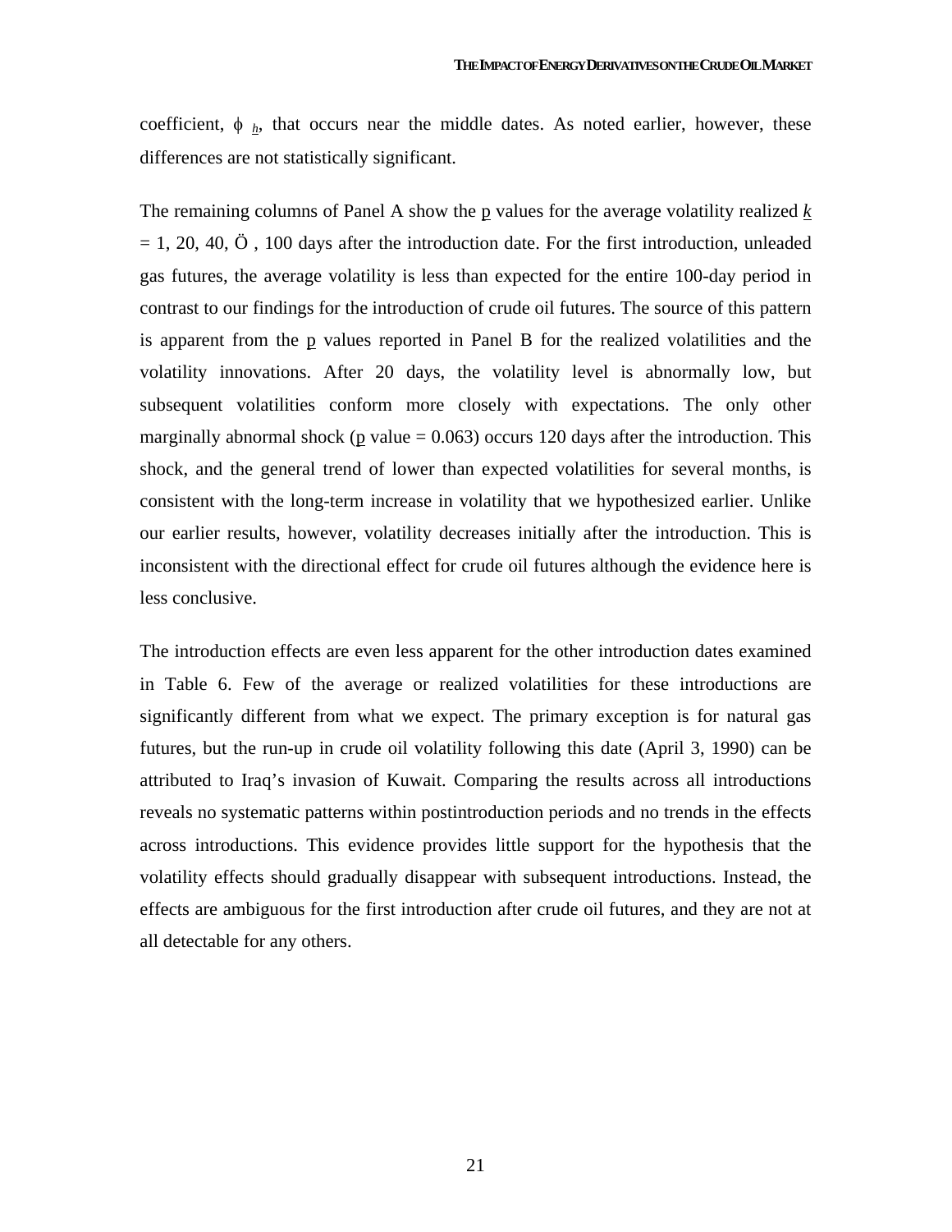coefficient, $\phi_{\underline{h}}$, that occurs near the middle dates. As noted earlier, however, these differences are not statistically significant.

The remaining columns of Panel A show the p values for the average volatility realized $\underline{k}$ = 1, 20, 40, Ö , 100 days after the introduction date. For the first introduction, unleaded gas futures, the average volatility is less than expected for the entire 100-day period in contrast to our findings for the introduction of crude oil futures. The source of this pattern is apparent from the p values reported in Panel B for the realized volatilities and the volatility innovations. After 20 days, the volatility level is abnormally low, but subsequent volatilities conform more closely with expectations. The only other marginally abnormal shock (p value = 0.063) occurs 120 days after the introduction. This shock, and the general trend of lower than expected volatilities for several months, is consistent with the long-term increase in volatility that we hypothesized earlier. Unlike our earlier results, however, volatility decreases initially after the introduction. This is inconsistent with the directional effect for crude oil futures although the evidence here is less conclusive.

The introduction effects are even less apparent for the other introduction dates examined in Table 6. Few of the average or realized volatilities for these introductions are significantly different from what we expect. The primary exception is for natural gas futures, but the run-up in crude oil volatility following this date (April 3, 1990) can be attributed to Iraq's invasion of Kuwait. Comparing the results across all introductions reveals no systematic patterns within postintroduction periods and no trends in the effects across introductions. This evidence provides little support for the hypothesis that the volatility effects should gradually disappear with subsequent introductions. Instead, the effects are ambiguous for the first introduction after crude oil futures, and they are not at all detectable for any others.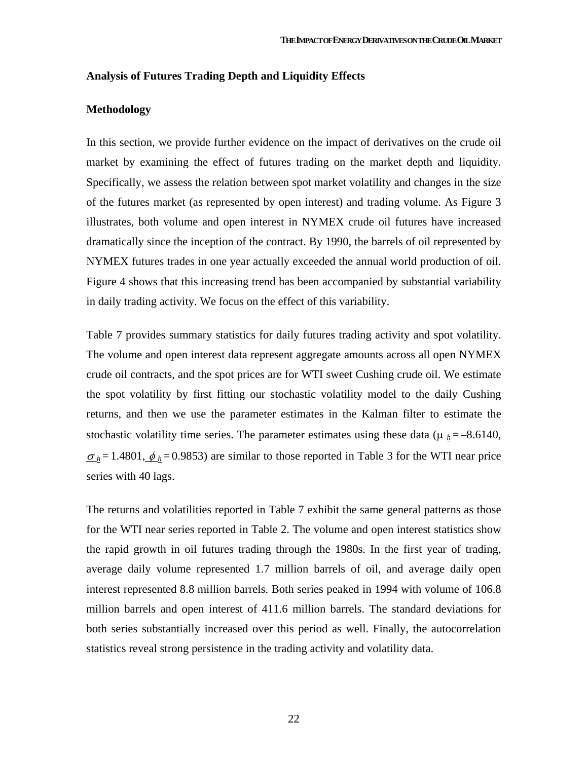### Analysis of Futures Trading Depth and Liquidity Effects

### Methodology

In this section, we provide further evidence on the impact of derivatives on the crude oil market by examining the effect of futures trading on the market depth and liquidity. Specifically, we assess the relation between spot market volatility and changes in the size of the futures market (as represented by open interest) and trading volume. As Figure 3 illustrates, both volume and open interest in NYMEX crude oil futures have increased dramatically since the inception of the contract. By 1990, the barrels of oil represented by NYMEX futures trades in one year actually exceeded the annual world production of oil. Figure 4 shows that this increasing trend has been accompanied by substantial variability in daily trading activity. We focus on the effect of this variability.

Table 7 provides summary statistics for daily futures trading activity and spot volatility. The volume and open interest data represent aggregate amounts across all open NYMEX crude oil contracts, and the spot prices are for WTI sweet Cushing crude oil. We estimate the spot volatility by first fitting our stochastic volatility model to the daily Cushing returns, and then we use the parameter estimates in the Kalman filter to estimate the stochastic volatility time series. The parameter estimates using these data ($\mu_h = -8.6140$, $\sigma_h = 1.4801$, $\phi_h = 0.9853$) are similar to those reported in Table 3 for the WTI near price series with 40 lags.

The returns and volatilities reported in Table 7 exhibit the same general patterns as those for the WTI near series reported in Table 2. The volume and open interest statistics show the rapid growth in oil futures trading through the 1980s. In the first year of trading, average daily volume represented 1.7 million barrels of oil, and average daily open interest represented 8.8 million barrels. Both series peaked in 1994 with volume of 106.8 million barrels and open interest of 411.6 million barrels. The standard deviations for both series substantially increased over this period as well. Finally, the autocorrelation statistics reveal strong persistence in the trading activity and volatility data.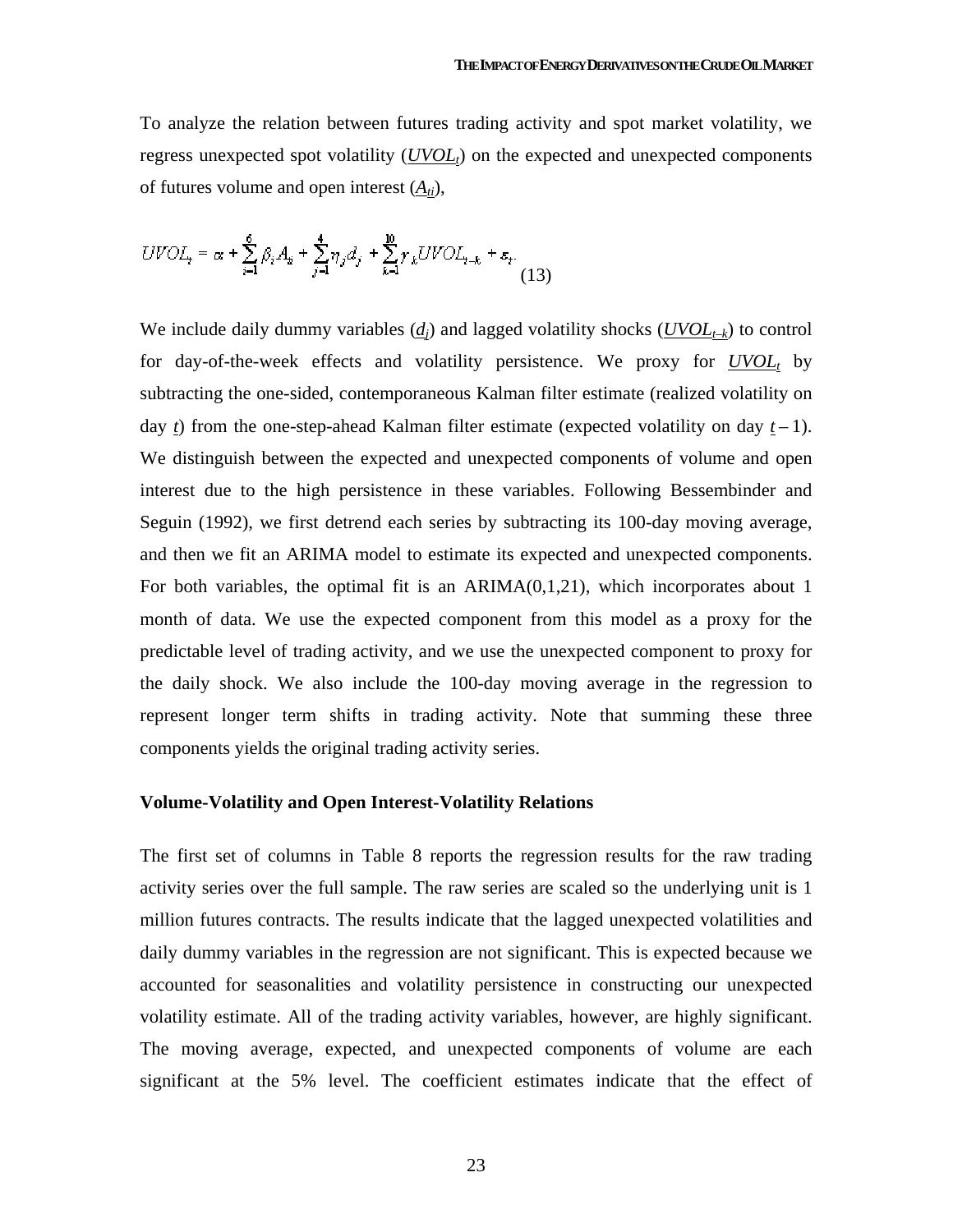To analyze the relation between futures trading activity and spot market volatility, we regress unexpected spot volatility ($UVOL_t$) on the expected and unexpected components of futures volume and open interest ($A_{ti}$),

$$UVOL_t = \alpha + \sum_{i=1}^{6} \beta_i A_{ti} + \sum_{j=1}^{4} \eta_j d_j + \sum_{k=1}^{10} \gamma_k UVOL_{t-k} + \varepsilon_t. \quad (13)$$

We include daily dummy variables ($d_j$) and lagged volatility shocks ($UVOL_{t-k}$) to control for day-of-the-week effects and volatility persistence. We proxy for $UVOL_t$ by subtracting the one-sided, contemporaneous Kalman filter estimate (realized volatility on day $t$) from the one-step-ahead Kalman filter estimate (expected volatility on day $t - 1$). We distinguish between the expected and unexpected components of volume and open interest due to the high persistence in these variables. Following Bessembinder and Seguin (1992), we first detrend each series by subtracting its 100-day moving average, and then we fit an ARIMA model to estimate its expected and unexpected components. For both variables, the optimal fit is an ARIMA(0,1,21), which incorporates about 1 month of data. We use the expected component from this model as a proxy for the predictable level of trading activity, and we use the unexpected component to proxy for the daily shock. We also include the 100-day moving average in the regression to represent longer term shifts in trading activity. Note that summing these three components yields the original trading activity series.

### Volume-Volatility and Open Interest-Volatility Relations

The first set of columns in Table 8 reports the regression results for the raw trading activity series over the full sample. The raw series are scaled so the underlying unit is 1 million futures contracts. The results indicate that the lagged unexpected volatilities and daily dummy variables in the regression are not significant. This is expected because we accounted for seasonalities and volatility persistence in constructing our unexpected volatility estimate. All of the trading activity variables, however, are highly significant. The moving average, expected, and unexpected components of volume are each significant at the 5% level. The coefficient estimates indicate that the effect of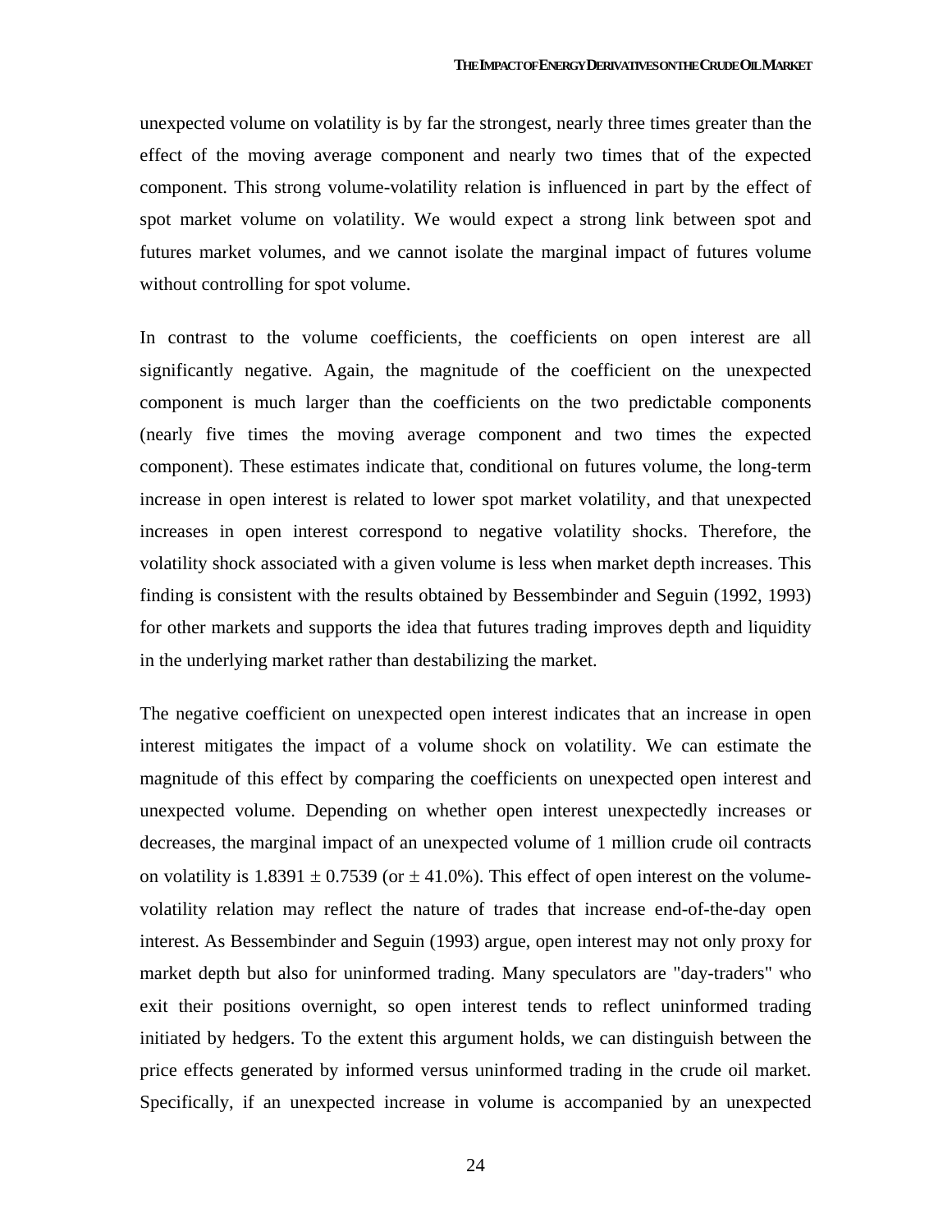unexpected volume on volatility is by far the strongest, nearly three times greater than the effect of the moving average component and nearly two times that of the expected component. This strong volume-volatility relation is influenced in part by the effect of spot market volume on volatility. We would expect a strong link between spot and futures market volumes, and we cannot isolate the marginal impact of futures volume without controlling for spot volume.

In contrast to the volume coefficients, the coefficients on open interest are all significantly negative. Again, the magnitude of the coefficient on the unexpected component is much larger than the coefficients on the two predictable components (nearly five times the moving average component and two times the expected component). These estimates indicate that, conditional on futures volume, the long-term increase in open interest is related to lower spot market volatility, and that unexpected increases in open interest correspond to negative volatility shocks. Therefore, the volatility shock associated with a given volume is less when market depth increases. This finding is consistent with the results obtained by Bessembinder and Seguin (1992, 1993) for other markets and supports the idea that futures trading improves depth and liquidity in the underlying market rather than destabilizing the market.

The negative coefficient on unexpected open interest indicates that an increase in open interest mitigates the impact of a volume shock on volatility. We can estimate the magnitude of this effect by comparing the coefficients on unexpected open interest and unexpected volume. Depending on whether open interest unexpectedly increases or decreases, the marginal impact of an unexpected volume of 1 million crude oil contracts on volatility is $1.8391 \pm 0.7539$ (or $\pm$ 41.0%). This effect of open interest on the volume-volatility relation may reflect the nature of trades that increase end-of-the-day open interest. As Bessembinder and Seguin (1993) argue, open interest may not only proxy for market depth but also for uninformed trading. Many speculators are "day-traders" who exit their positions overnight, so open interest tends to reflect uninformed trading initiated by hedgers. To the extent this argument holds, we can distinguish between the price effects generated by informed versus uninformed trading in the crude oil market. Specifically, if an unexpected increase in volume is accompanied by an unexpected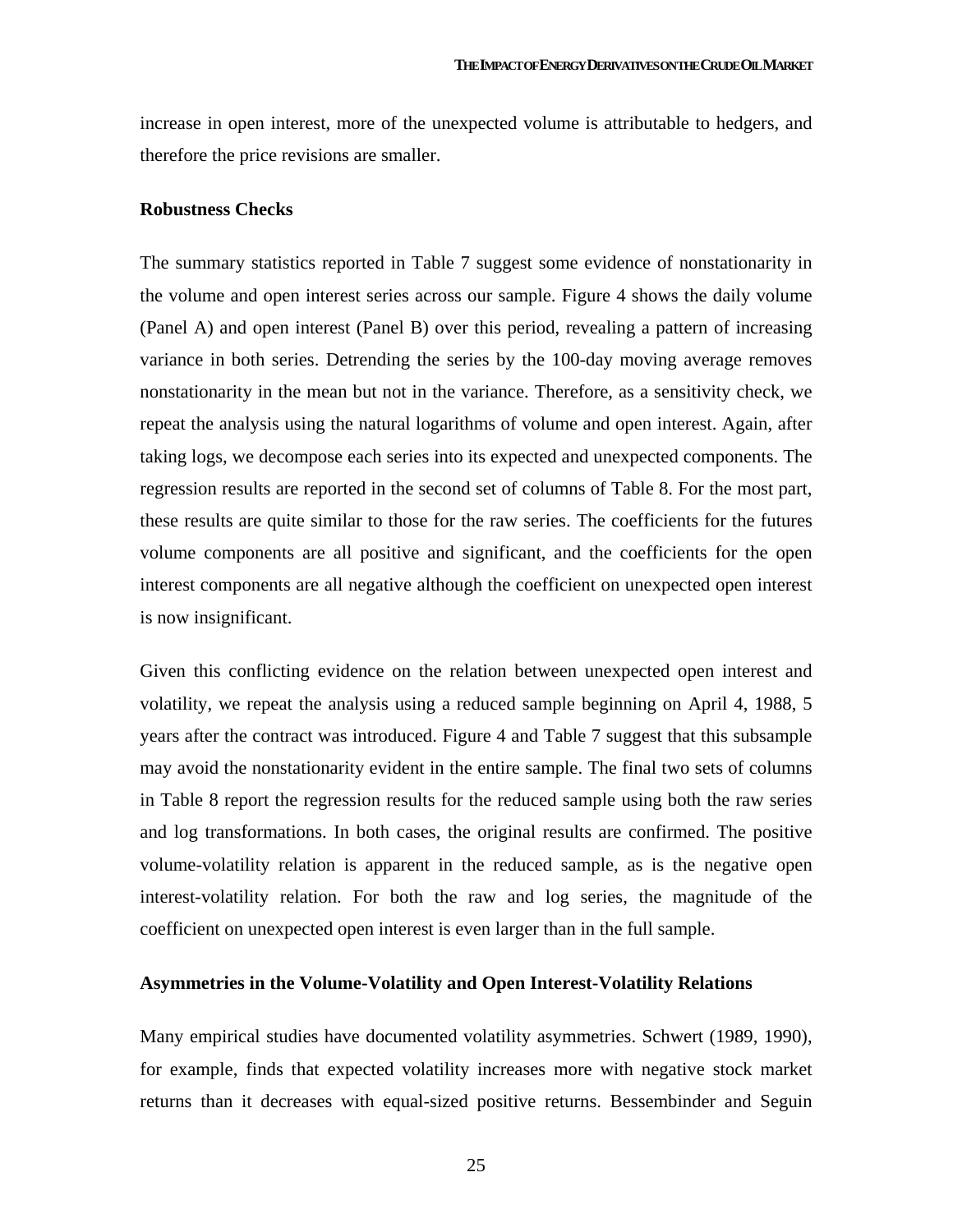increase in open interest, more of the unexpected volume is attributable to hedgers, and therefore the price revisions are smaller.

**Robustness Checks**

The summary statistics reported in Table 7 suggest some evidence of nonstationarity in the volume and open interest series across our sample. Figure 4 shows the daily volume (Panel A) and open interest (Panel B) over this period, revealing a pattern of increasing variance in both series. Detrending the series by the 100-day moving average removes nonstationarity in the mean but not in the variance. Therefore, as a sensitivity check, we repeat the analysis using the natural logarithms of volume and open interest. Again, after taking logs, we decompose each series into its expected and unexpected components. The regression results are reported in the second set of columns of Table 8. For the most part, these results are quite similar to those for the raw series. The coefficients for the futures volume components are all positive and significant, and the coefficients for the open interest components are all negative although the coefficient on unexpected open interest is now insignificant.

Given this conflicting evidence on the relation between unexpected open interest and volatility, we repeat the analysis using a reduced sample beginning on April 4, 1988, 5 years after the contract was introduced. Figure 4 and Table 7 suggest that this subsample may avoid the nonstationarity evident in the entire sample. The final two sets of columns in Table 8 report the regression results for the reduced sample using both the raw series and log transformations. In both cases, the original results are confirmed. The positive volume-volatility relation is apparent in the reduced sample, as is the negative open interest-volatility relation. For both the raw and log series, the magnitude of the coefficient on unexpected open interest is even larger than in the full sample.

**Asymmetries in the Volume-Volatility and Open Interest-Volatility Relations**

Many empirical studies have documented volatility asymmetries. Schwert (1989, 1990), for example, finds that expected volatility increases more with negative stock market returns than it decreases with equal-sized positive returns. Bessembinder and Seguin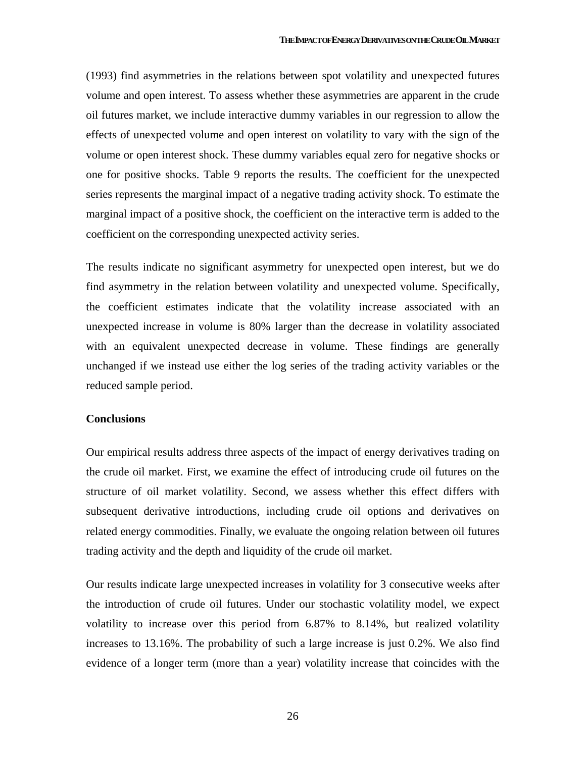(1993) find asymmetries in the relations between spot volatility and unexpected futures volume and open interest. To assess whether these asymmetries are apparent in the crude oil futures market, we include interactive dummy variables in our regression to allow the effects of unexpected volume and open interest on volatility to vary with the sign of the volume or open interest shock. These dummy variables equal zero for negative shocks or one for positive shocks. Table 9 reports the results. The coefficient for the unexpected series represents the marginal impact of a negative trading activity shock. To estimate the marginal impact of a positive shock, the coefficient on the interactive term is added to the coefficient on the corresponding unexpected activity series.

The results indicate no significant asymmetry for unexpected open interest, but we do find asymmetry in the relation between volatility and unexpected volume. Specifically, the coefficient estimates indicate that the volatility increase associated with an unexpected increase in volume is 80% larger than the decrease in volatility associated with an equivalent unexpected decrease in volume. These findings are generally unchanged if we instead use either the log series of the trading activity variables or the reduced sample period.

**Conclusions**

Our empirical results address three aspects of the impact of energy derivatives trading on the crude oil market. First, we examine the effect of introducing crude oil futures on the structure of oil market volatility. Second, we assess whether this effect differs with subsequent derivative introductions, including crude oil options and derivatives on related energy commodities. Finally, we evaluate the ongoing relation between oil futures trading activity and the depth and liquidity of the crude oil market.

Our results indicate large unexpected increases in volatility for 3 consecutive weeks after the introduction of crude oil futures. Under our stochastic volatility model, we expect volatility to increase over this period from 6.87% to 8.14%, but realized volatility increases to 13.16%. The probability of such a large increase is just 0.2%. We also find evidence of a longer term (more than a year) volatility increase that coincides with the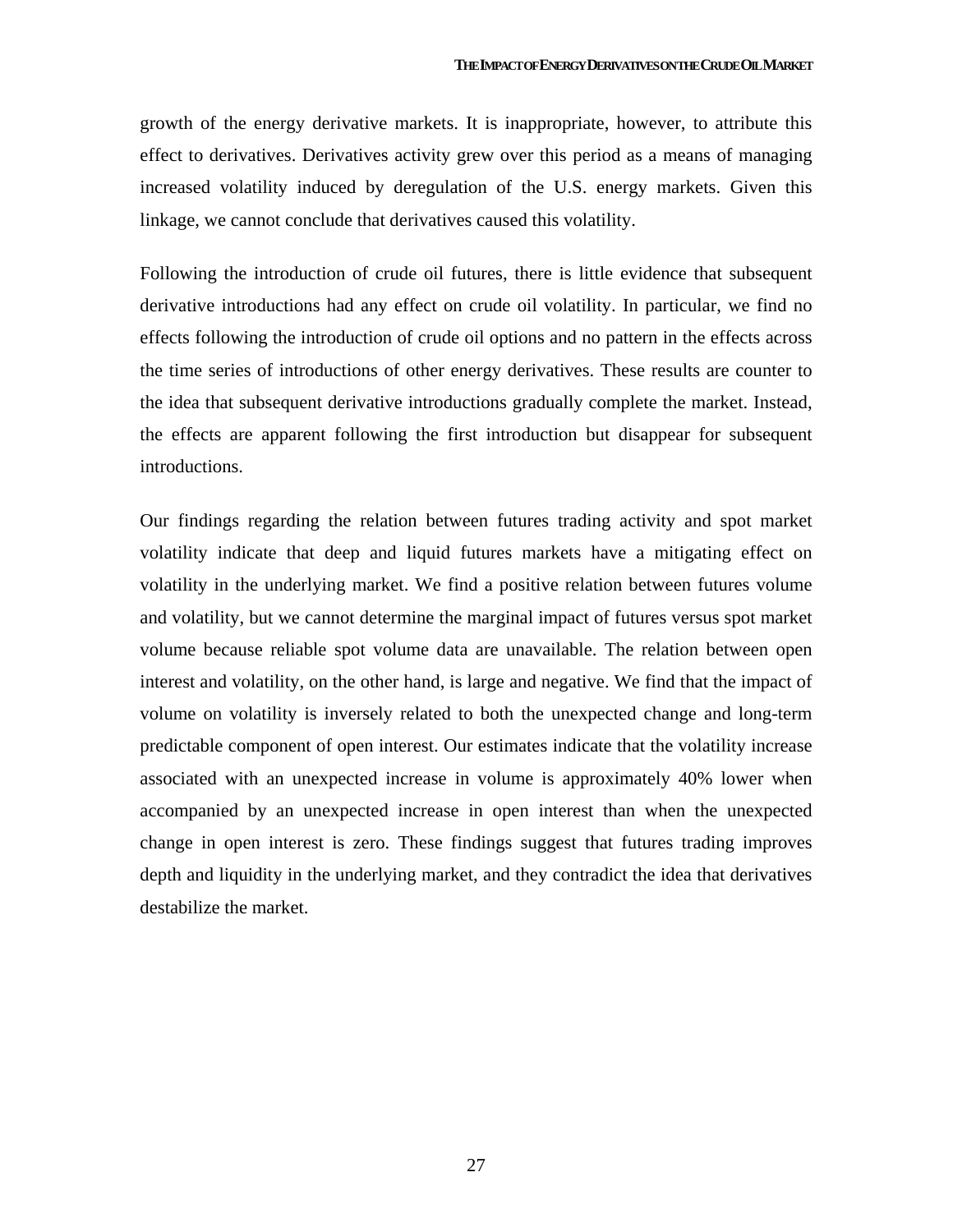growth of the energy derivative markets. It is inappropriate, however, to attribute this effect to derivatives. Derivatives activity grew over this period as a means of managing increased volatility induced by deregulation of the U.S. energy markets. Given this linkage, we cannot conclude that derivatives caused this volatility.

Following the introduction of crude oil futures, there is little evidence that subsequent derivative introductions had any effect on crude oil volatility. In particular, we find no effects following the introduction of crude oil options and no pattern in the effects across the time series of introductions of other energy derivatives. These results are counter to the idea that subsequent derivative introductions gradually complete the market. Instead, the effects are apparent following the first introduction but disappear for subsequent introductions.

Our findings regarding the relation between futures trading activity and spot market volatility indicate that deep and liquid futures markets have a mitigating effect on volatility in the underlying market. We find a positive relation between futures volume and volatility, but we cannot determine the marginal impact of futures versus spot market volume because reliable spot volume data are unavailable. The relation between open interest and volatility, on the other hand, is large and negative. We find that the impact of volume on volatility is inversely related to both the unexpected change and long-term predictable component of open interest. Our estimates indicate that the volatility increase associated with an unexpected increase in volume is approximately 40% lower when accompanied by an unexpected increase in open interest than when the unexpected change in open interest is zero. These findings suggest that futures trading improves depth and liquidity in the underlying market, and they contradict the idea that derivatives destabilize the market.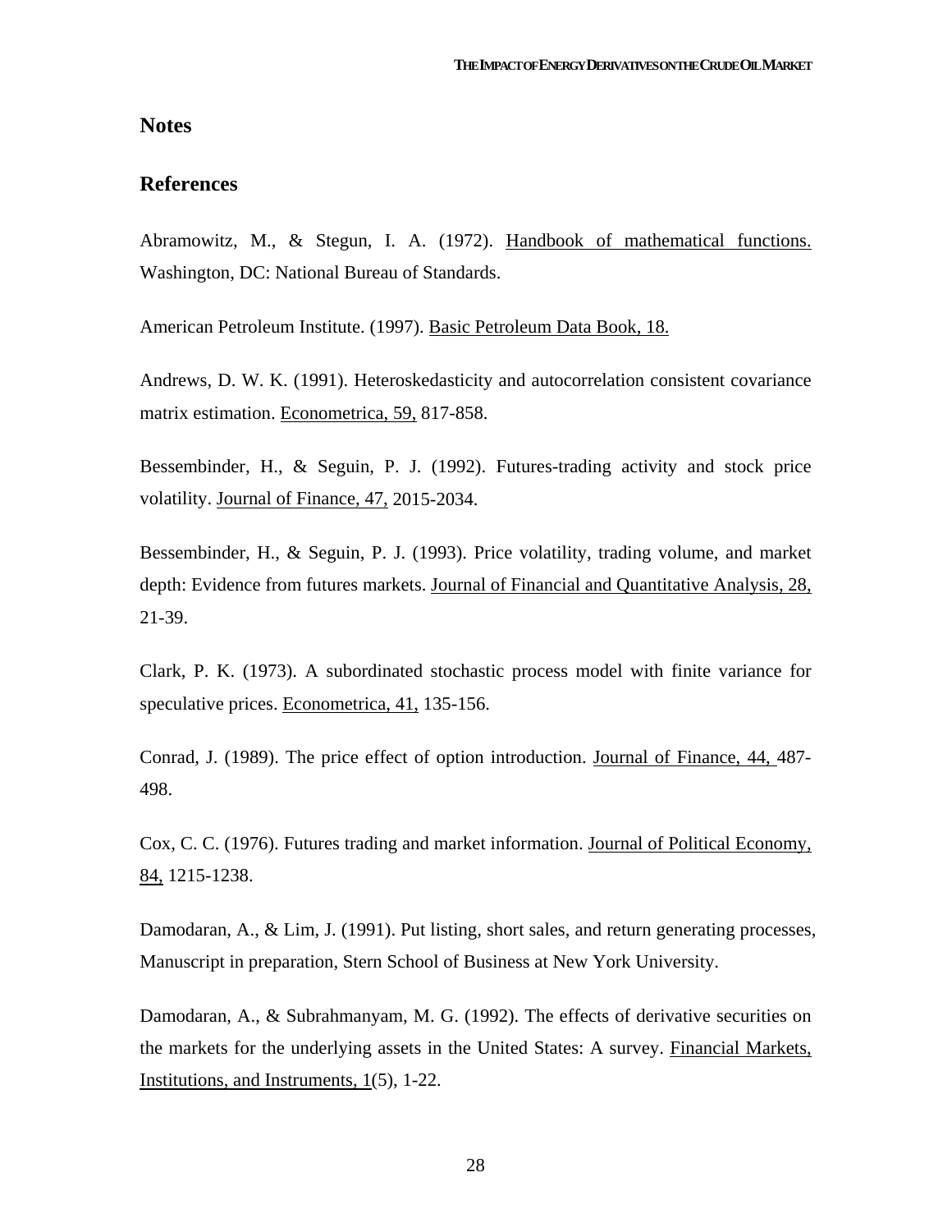## Notes

## References

Abramowitz, M., & Stegun, I. A. (1972). Handbook of mathematical functions. Washington, DC: National Bureau of Standards.

American Petroleum Institute. (1997). Basic Petroleum Data Book, 18.

Andrews, D. W. K. (1991). Heteroskedasticity and autocorrelation consistent covariance matrix estimation. Econometrica, 59, 817-858.

Bessembinder, H., & Seguin, P. J. (1992). Futures-trading activity and stock price volatility. Journal of Finance, 47, 2015-2034.

Bessembinder, H., & Seguin, P. J. (1993). Price volatility, trading volume, and market depth: Evidence from futures markets. Journal of Financial and Quantitative Analysis, 28, 21-39.

Clark, P. K. (1973). A subordinated stochastic process model with finite variance for speculative prices. Econometrica, 41, 135-156.

Conrad, J. (1989). The price effect of option introduction. Journal of Finance, 44, 487-498.

Cox, C. C. (1976). Futures trading and market information. Journal of Political Economy, 84, 1215-1238.

Damodaran, A., & Lim, J. (1991). Put listing, short sales, and return generating processes, Manuscript in preparation, Stern School of Business at New York University.

Damodaran, A., & Subrahmanyam, M. G. (1992). The effects of derivative securities on the markets for the underlying assets in the United States: A survey. Financial Markets, Institutions, and Instruments, 1(5), 1-22.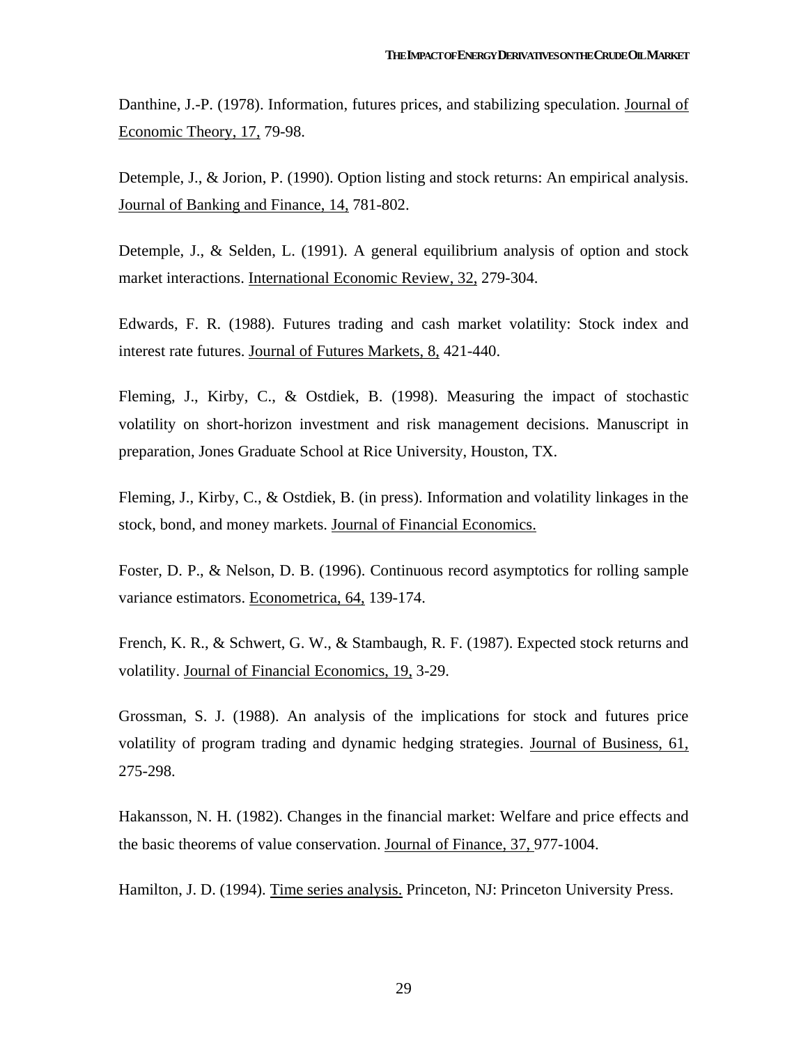Danthine, J.-P. (1978). Information, futures prices, and stabilizing speculation. Journal of Economic Theory, 17, 79-98.

Detemple, J., & Jorion, P. (1990). Option listing and stock returns: An empirical analysis. Journal of Banking and Finance, 14, 781-802.

Detemple, J., & Selden, L. (1991). A general equilibrium analysis of option and stock market interactions. International Economic Review, 32, 279-304.

Edwards, F. R. (1988). Futures trading and cash market volatility: Stock index and interest rate futures. Journal of Futures Markets, 8, 421-440.

Fleming, J., Kirby, C., & Ostdiek, B. (1998). Measuring the impact of stochastic volatility on short-horizon investment and risk management decisions. Manuscript in preparation, Jones Graduate School at Rice University, Houston, TX.

Fleming, J., Kirby, C., & Ostdiek, B. (in press). Information and volatility linkages in the stock, bond, and money markets. Journal of Financial Economics.

Foster, D. P., & Nelson, D. B. (1996). Continuous record asymptotics for rolling sample variance estimators. Econometrica, 64, 139-174.

French, K. R., & Schwert, G. W., & Stambaugh, R. F. (1987). Expected stock returns and volatility. Journal of Financial Economics, 19, 3-29.

Grossman, S. J. (1988). An analysis of the implications for stock and futures price volatility of program trading and dynamic hedging strategies. Journal of Business, 61, 275-298.

Hakansson, N. H. (1982). Changes in the financial market: Welfare and price effects and the basic theorems of value conservation. Journal of Finance, 37, 977-1004.

Hamilton, J. D. (1994). Time series analysis. Princeton, NJ: Princeton University Press.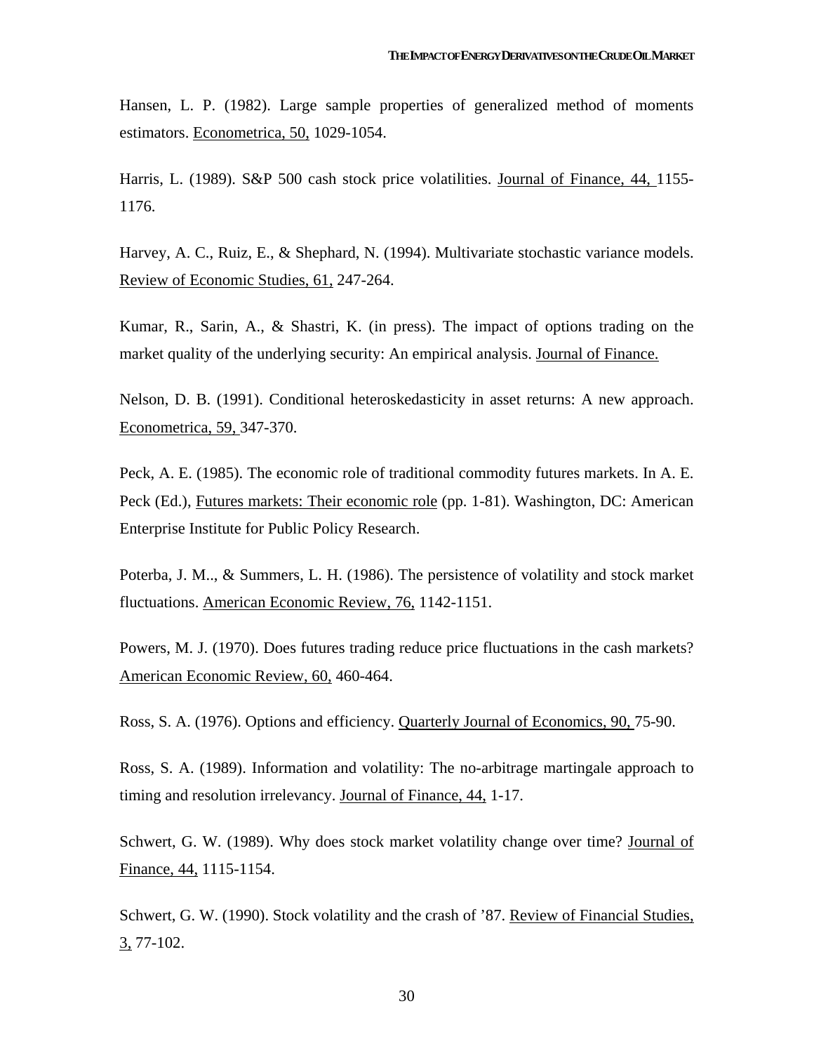Hansen, L. P. (1982). Large sample properties of generalized method of moments estimators. Econometrica, 50, 1029-1054.

Harris, L. (1989). S&P 500 cash stock price volatilities. Journal of Finance, 44, 1155-1176.

Harvey, A. C., Ruiz, E., & Shephard, N. (1994). Multivariate stochastic variance models. Review of Economic Studies, 61, 247-264.

Kumar, R., Sarin, A., & Shastri, K. (in press). The impact of options trading on the market quality of the underlying security: An empirical analysis. Journal of Finance.

Nelson, D. B. (1991). Conditional heteroskedasticity in asset returns: A new approach. Econometrica, 59, 347-370.

Peck, A. E. (1985). The economic role of traditional commodity futures markets. In A. E. Peck (Ed.), Futures markets: Their economic role (pp. 1-81). Washington, DC: American Enterprise Institute for Public Policy Research.

Poterba, J. M.., & Summers, L. H. (1986). The persistence of volatility and stock market fluctuations. American Economic Review, 76, 1142-1151.

Powers, M. J. (1970). Does futures trading reduce price fluctuations in the cash markets? American Economic Review, 60, 460-464.

Ross, S. A. (1976). Options and efficiency. Quarterly Journal of Economics, 90, 75-90.

Ross, S. A. (1989). Information and volatility: The no-arbitrage martingale approach to timing and resolution irrelevancy. Journal of Finance, 44, 1-17.

Schwert, G. W. (1989). Why does stock market volatility change over time? Journal of Finance, 44, 1115-1154.

Schwert, G. W. (1990). Stock volatility and the crash of '87. Review of Financial Studies, 3, 77-102.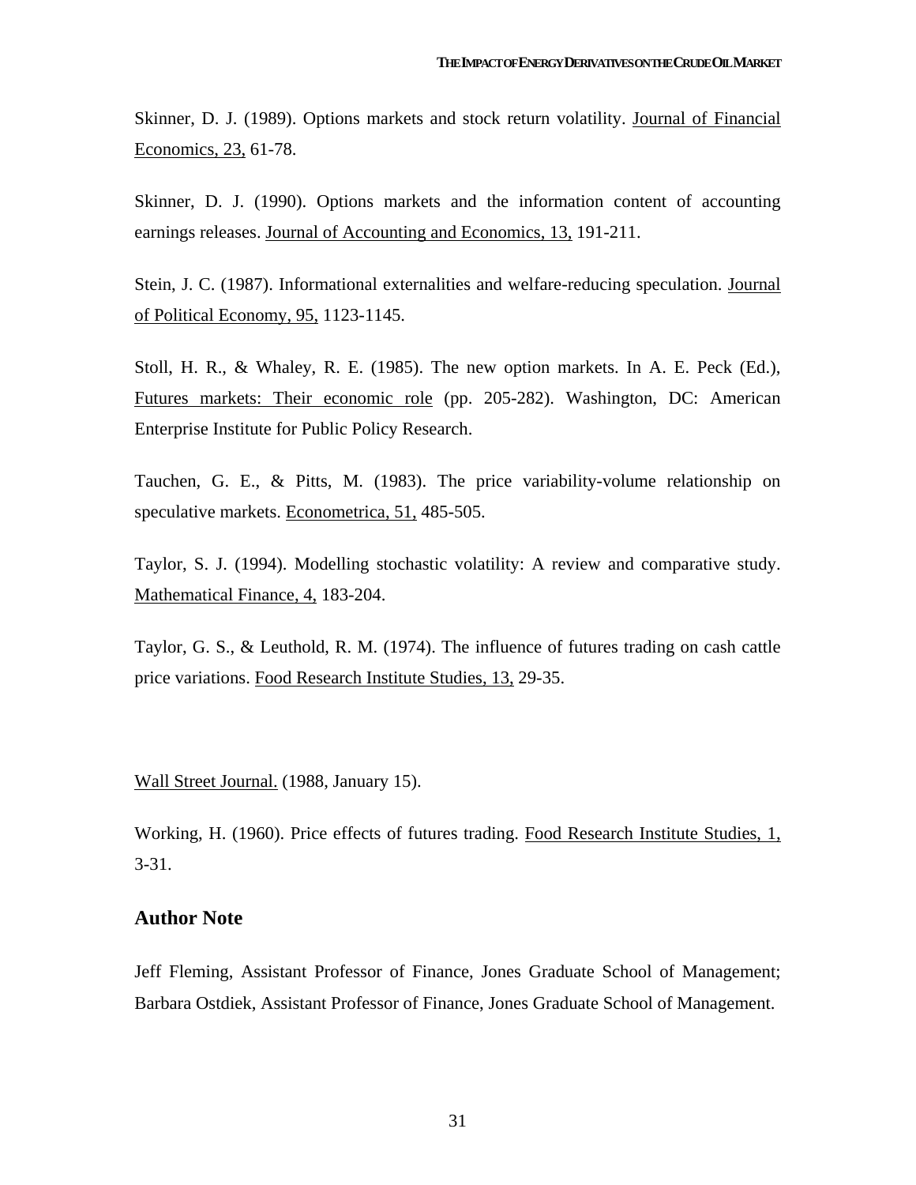Skinner, D. J. (1989). Options markets and stock return volatility. Journal of Financial Economics, 23, 61-78.

Skinner, D. J. (1990). Options markets and the information content of accounting earnings releases. Journal of Accounting and Economics, 13, 191-211.

Stein, J. C. (1987). Informational externalities and welfare-reducing speculation. Journal of Political Economy, 95, 1123-1145.

Stoll, H. R., & Whaley, R. E. (1985). The new option markets. In A. E. Peck (Ed.), Futures markets: Their economic role (pp. 205-282). Washington, DC: American Enterprise Institute for Public Policy Research.

Tauchen, G. E., & Pitts, M. (1983). The price variability-volume relationship on speculative markets. Econometrica, 51, 485-505.

Taylor, S. J. (1994). Modelling stochastic volatility: A review and comparative study. Mathematical Finance, 4, 183-204.

Taylor, G. S., & Leuthold, R. M. (1974). The influence of futures trading on cash cattle price variations. Food Research Institute Studies, 13, 29-35.

Wall Street Journal. (1988, January 15).

Working, H. (1960). Price effects of futures trading. Food Research Institute Studies, 1, 3-31.

## Author Note

Jeff Fleming, Assistant Professor of Finance, Jones Graduate School of Management; Barbara Ostdiek, Assistant Professor of Finance, Jones Graduate School of Management.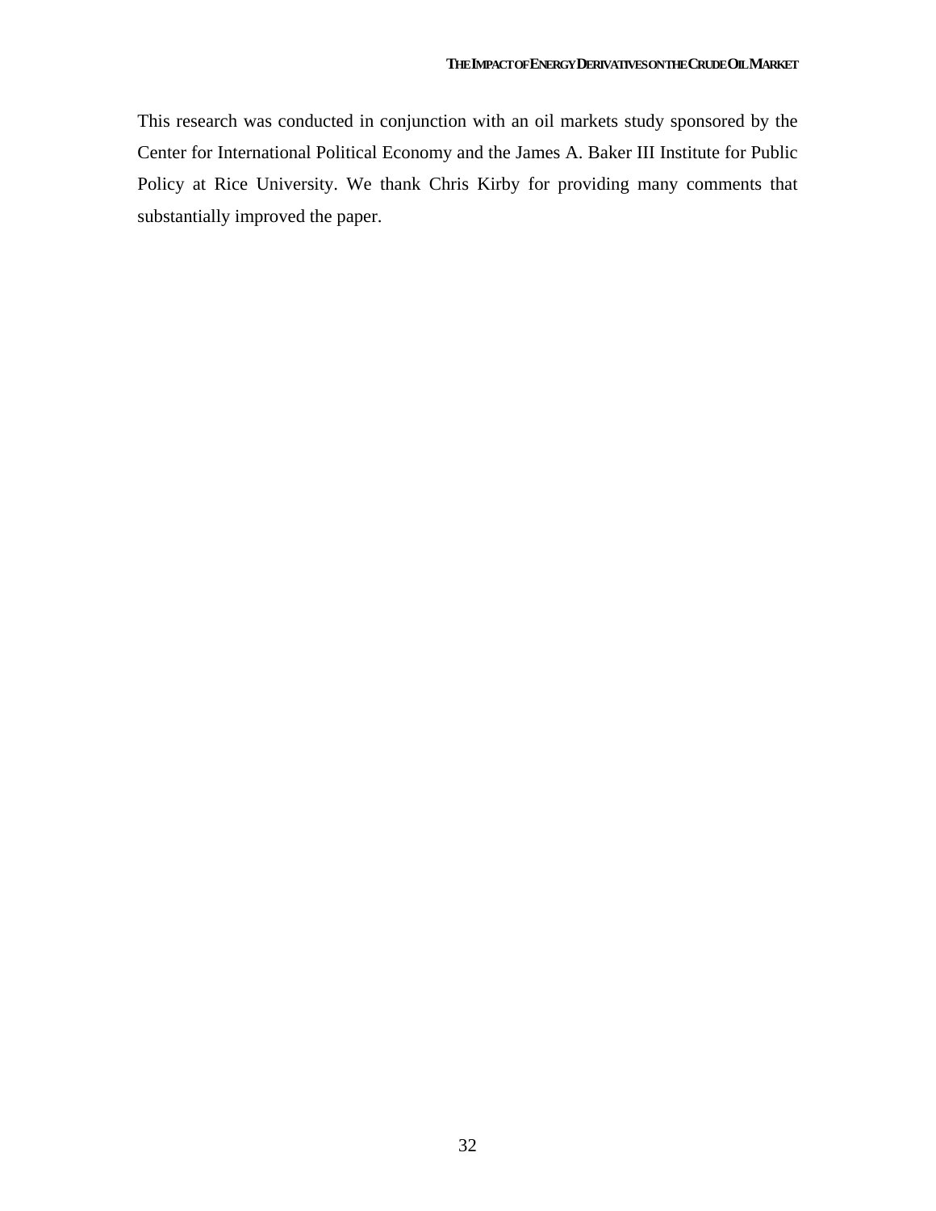This research was conducted in conjunction with an oil markets study sponsored by the Center for International Political Economy and the James A. Baker III Institute for Public Policy at Rice University. We thank Chris Kirby for providing many comments that substantially improved the paper.